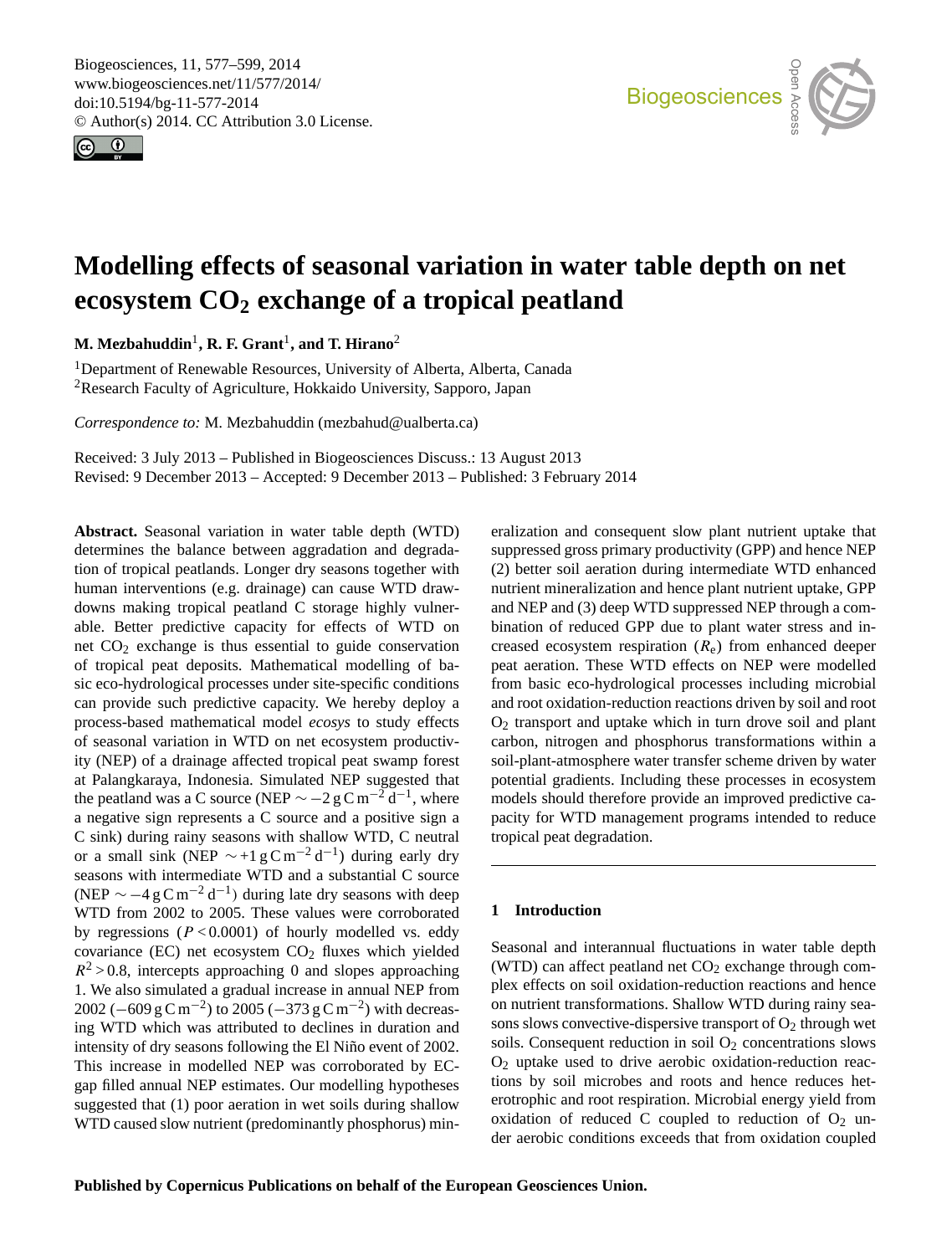# Modelling effects of seasonal variation in water table depth on net ecosystem $CO_2$ exchange of a tropical peatland

**M. Mezbahuddin**[1], **R. F. Grant**[1], **and T. Hirano**[2]

[1]Department of Renewable Resources, University of Alberta, Alberta, Canada
[2]Research Faculty of Agriculture, Hokkaido University, Sapporo, Japan

*Correspondence to:* M. Mezbahuddin (mezbahud@ualberta.ca)

Received: 3 July 2013 – Published in Biogeosciences Discuss.: 13 August 2013
Revised: 9 December 2013 – Accepted: 9 December 2013 – Published: 3 February 2014

**Abstract.** Seasonal variation in water table depth (WTD) determines the balance between aggradation and degradation of tropical peatlands. Longer dry seasons together with human interventions (e.g. drainage) can cause WTD drawdowns making tropical peatland C storage highly vulnerable. Better predictive capacity for effects of WTD on net $CO_2$ exchange is thus essential to guide conservation of tropical peat deposits. Mathematical modelling of basic eco-hydrological processes under site-specific conditions can provide such predictive capacity. We hereby deploy a process-based mathematical model *ecosys* to study effects of seasonal variation in WTD on net ecosystem productivity (NEP) of a drainage affected tropical peat swamp forest at Palangkaraya, Indonesia. Simulated NEP suggested that the peatland was a C source (NEP $\sim -2\,\mathrm{g\,C\,m^{-2}\,d^{-1}}$, where a negative sign represents a C source and a positive sign a C sink) during rainy seasons with shallow WTD, C neutral or a small sink (NEP $\sim +1\,\mathrm{g\,C\,m^{-2}\,d^{-1}}$) during early dry seasons with intermediate WTD and a substantial C source (NEP $\sim -4\,\mathrm{g\,C\,m^{-2}\,d^{-1}}$) during late dry seasons with deep WTD from 2002 to 2005. These values were corroborated by regressions ($P < 0.0001$) of hourly modelled vs. eddy covariance (EC) net ecosystem $CO_2$ fluxes which yielded $R^2 > 0.8$, intercepts approaching 0 and slopes approaching 1. We also simulated a gradual increase in annual NEP from 2002 ($-609\,\mathrm{g\,C\,m^{-2}}$) to 2005 ($-373\,\mathrm{g\,C\,m^{-2}}$) with decreasing WTD which was attributed to declines in duration and intensity of dry seasons following the El Niño event of 2002. This increase in modelled NEP was corroborated by EC-gap filled annual NEP estimates. Our modelling hypotheses suggested that (1) poor aeration in wet soils during shallow WTD caused slow nutrient (predominantly phosphorus) mineralization and consequent slow plant nutrient uptake that suppressed gross primary productivity (GPP) and hence NEP (2) better soil aeration during intermediate WTD enhanced nutrient mineralization and hence plant nutrient uptake, GPP and NEP and (3) deep WTD suppressed NEP through a combination of reduced GPP due to plant water stress and increased ecosystem respiration ($R_e$) from enhanced deeper peat aeration. These WTD effects on NEP were modelled from basic eco-hydrological processes including microbial and root oxidation-reduction reactions driven by soil and root $O_2$ transport and uptake which in turn drove soil and plant carbon, nitrogen and phosphorus transformations within a soil-plant-atmosphere water transfer scheme driven by water potential gradients. Including these processes in ecosystem models should therefore provide an improved predictive capacity for WTD management programs intended to reduce tropical peat degradation.

## 1 Introduction

Seasonal and interannual fluctuations in water table depth (WTD) can affect peatland net $CO_2$ exchange through complex effects on soil oxidation-reduction reactions and hence on nutrient transformations. Shallow WTD during rainy seasons slows convective-dispersive transport of $O_2$ through wet soils. Consequent reduction in soil $O_2$ concentrations slows $O_2$ uptake used to drive aerobic oxidation-reduction reactions by soil microbes and roots and hence reduces heterotrophic and root respiration. Microbial energy yield from oxidation of reduced C coupled to reduction of $O_2$ under aerobic conditions exceeds that from oxidation coupled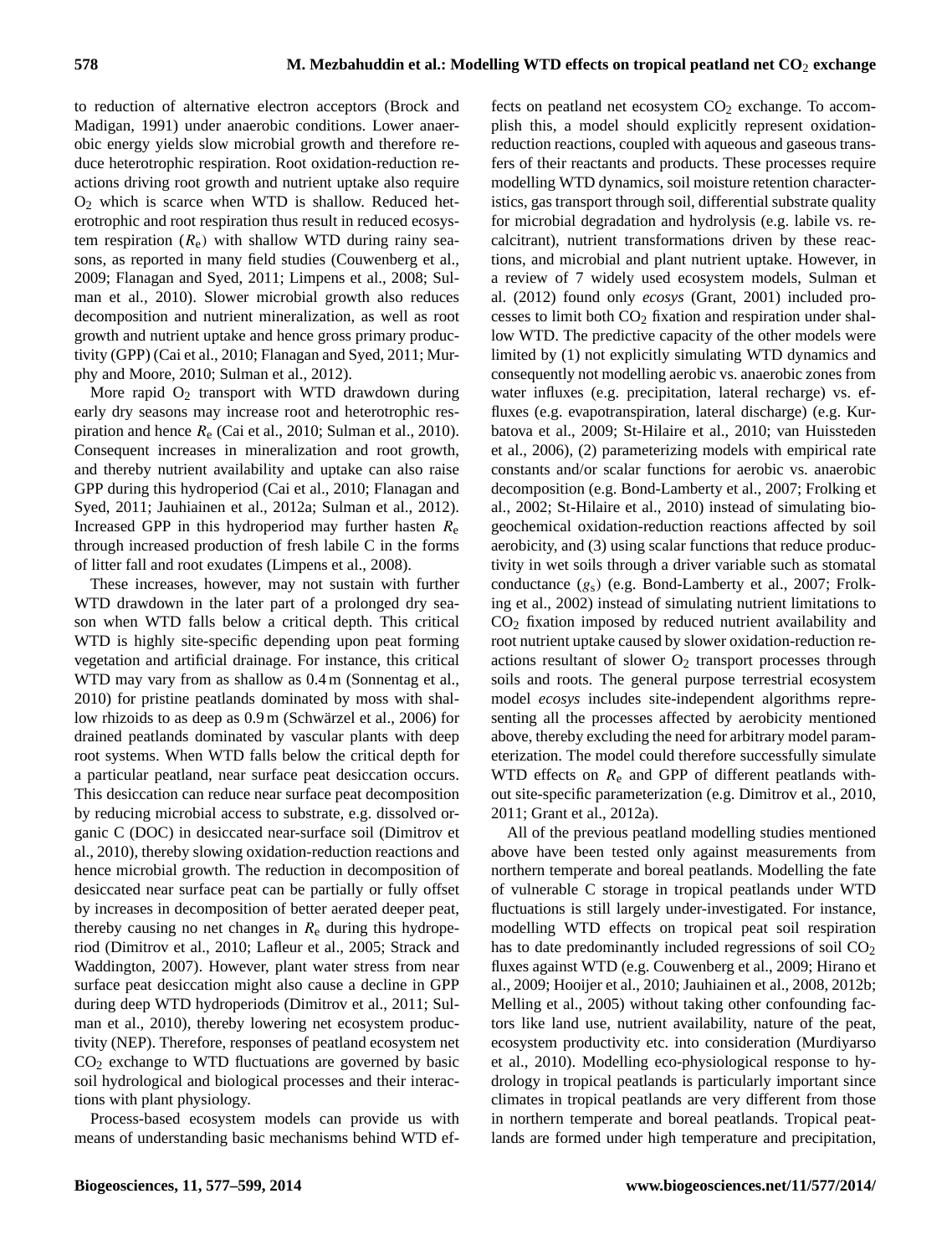to reduction of alternative electron acceptors (Brock and Madigan, 1991) under anaerobic conditions. Lower anaerobic energy yields slow microbial growth and therefore reduce heterotrophic respiration. Root oxidation-reduction reactions driving root growth and nutrient uptake also require $O_2$ which is scarce when WTD is shallow. Reduced heterotrophic and root respiration thus result in reduced ecosystem respiration ($R_e$) with shallow WTD during rainy seasons, as reported in many field studies (Couwenberg et al., 2009; Flanagan and Syed, 2011; Limpens et al., 2008; Sulman et al., 2010). Slower microbial growth also reduces decomposition and nutrient mineralization, as well as root growth and nutrient uptake and hence gross primary productivity (GPP) (Cai et al., 2010; Flanagan and Syed, 2011; Murphy and Moore, 2010; Sulman et al., 2012).

More rapid $O_2$ transport with WTD drawdown during early dry seasons may increase root and heterotrophic respiration and hence $R_e$ (Cai et al., 2010; Sulman et al., 2010). Consequent increases in mineralization and root growth, and thereby nutrient availability and uptake can also raise GPP during this hydroperiod (Cai et al., 2010; Flanagan and Syed, 2011; Jauhiainen et al., 2012a; Sulman et al., 2012). Increased GPP in this hydroperiod may further hasten $R_e$ through increased production of fresh labile C in the forms of litter fall and root exudates (Limpens et al., 2008).

These increases, however, may not sustain with further WTD drawdown in the later part of a prolonged dry season when WTD falls below a critical depth. This critical WTD is highly site-specific depending upon peat forming vegetation and artificial drainage. For instance, this critical WTD may vary from as shallow as 0.4 m (Sonnentag et al., 2010) for pristine peatlands dominated by moss with shallow rhizoids to as deep as 0.9 m (Schwärzel et al., 2006) for drained peatlands dominated by vascular plants with deep root systems. When WTD falls below the critical depth for a particular peatland, near surface peat desiccation occurs. This desiccation can reduce near surface peat decomposition by reducing microbial access to substrate, e.g. dissolved organic C (DOC) in desiccated near-surface soil (Dimitrov et al., 2010), thereby slowing oxidation-reduction reactions and hence microbial growth. The reduction in decomposition of desiccated near surface peat can be partially or fully offset by increases in decomposition of better aerated deeper peat, thereby causing no net changes in $R_e$ during this hydroperiod (Dimitrov et al., 2010; Lafleur et al., 2005; Strack and Waddington, 2007). However, plant water stress from near surface peat desiccation might also cause a decline in GPP during deep WTD hydroperiods (Dimitrov et al., 2011; Sulman et al., 2010), thereby lowering net ecosystem productivity (NEP). Therefore, responses of peatland ecosystem net $CO_2$ exchange to WTD fluctuations are governed by basic soil hydrological and biological processes and their interactions with plant physiology.

Process-based ecosystem models can provide us with means of understanding basic mechanisms behind WTD effects on peatland net ecosystem $CO_2$ exchange. To accomplish this, a model should explicitly represent oxidation-reduction reactions, coupled with aqueous and gaseous transfers of their reactants and products. These processes require modelling WTD dynamics, soil moisture retention characteristics, gas transport through soil, differential substrate quality for microbial degradation and hydrolysis (e.g. labile vs. recalcitrant), nutrient transformations driven by these reactions, and microbial and plant nutrient uptake. However, in a review of 7 widely used ecosystem models, Sulman et al. (2012) found only *ecosys* (Grant, 2001) included processes to limit both $CO_2$ fixation and respiration under shallow WTD. The predictive capacity of the other models were limited by (1) not explicitly simulating WTD dynamics and consequently not modelling aerobic vs. anaerobic zones from water influxes (e.g. precipitation, lateral recharge) vs. effluxes (e.g. evapotranspiration, lateral discharge) (e.g. Kurbatova et al., 2009; St-Hilaire et al., 2010; van Huissteden et al., 2006), (2) parameterizing models with empirical rate constants and/or scalar functions for aerobic vs. anaerobic decomposition (e.g. Bond-Lamberty et al., 2007; Frolking et al., 2002; St-Hilaire et al., 2010) instead of simulating biogeochemical oxidation-reduction reactions affected by soil aerobicity, and (3) using scalar functions that reduce productivity in wet soils through a driver variable such as stomatal conductance ($g_s$) (e.g. Bond-Lamberty et al., 2007; Frolking et al., 2002) instead of simulating nutrient limitations to $CO_2$ fixation imposed by reduced nutrient availability and root nutrient uptake caused by slower oxidation-reduction reactions resultant of slower $O_2$ transport processes through soils and roots. The general purpose terrestrial ecosystem model *ecosys* includes site-independent algorithms representing all the processes affected by aerobicity mentioned above, thereby excluding the need for arbitrary model parameterization. The model could therefore successfully simulate WTD effects on $R_e$ and GPP of different peatlands without site-specific parameterization (e.g. Dimitrov et al., 2010, 2011; Grant et al., 2012a).

All of the previous peatland modelling studies mentioned above have been tested only against measurements from northern temperate and boreal peatlands. Modelling the fate of vulnerable C storage in tropical peatlands under WTD fluctuations is still largely under-investigated. For instance, modelling WTD effects on tropical peat soil respiration has to date predominantly included regressions of soil $CO_2$ fluxes against WTD (e.g. Couwenberg et al., 2009; Hirano et al., 2009; Hooijer et al., 2010; Jauhiainen et al., 2008, 2012b; Melling et al., 2005) without taking other confounding factors like land use, nutrient availability, nature of the peat, ecosystem productivity etc. into consideration (Murdiyarso et al., 2010). Modelling eco-physiological response to hydrology in tropical peatlands is particularly important since climates in tropical peatlands are very different from those in northern temperate and boreal peatlands. Tropical peatlands are formed under high temperature and precipitation,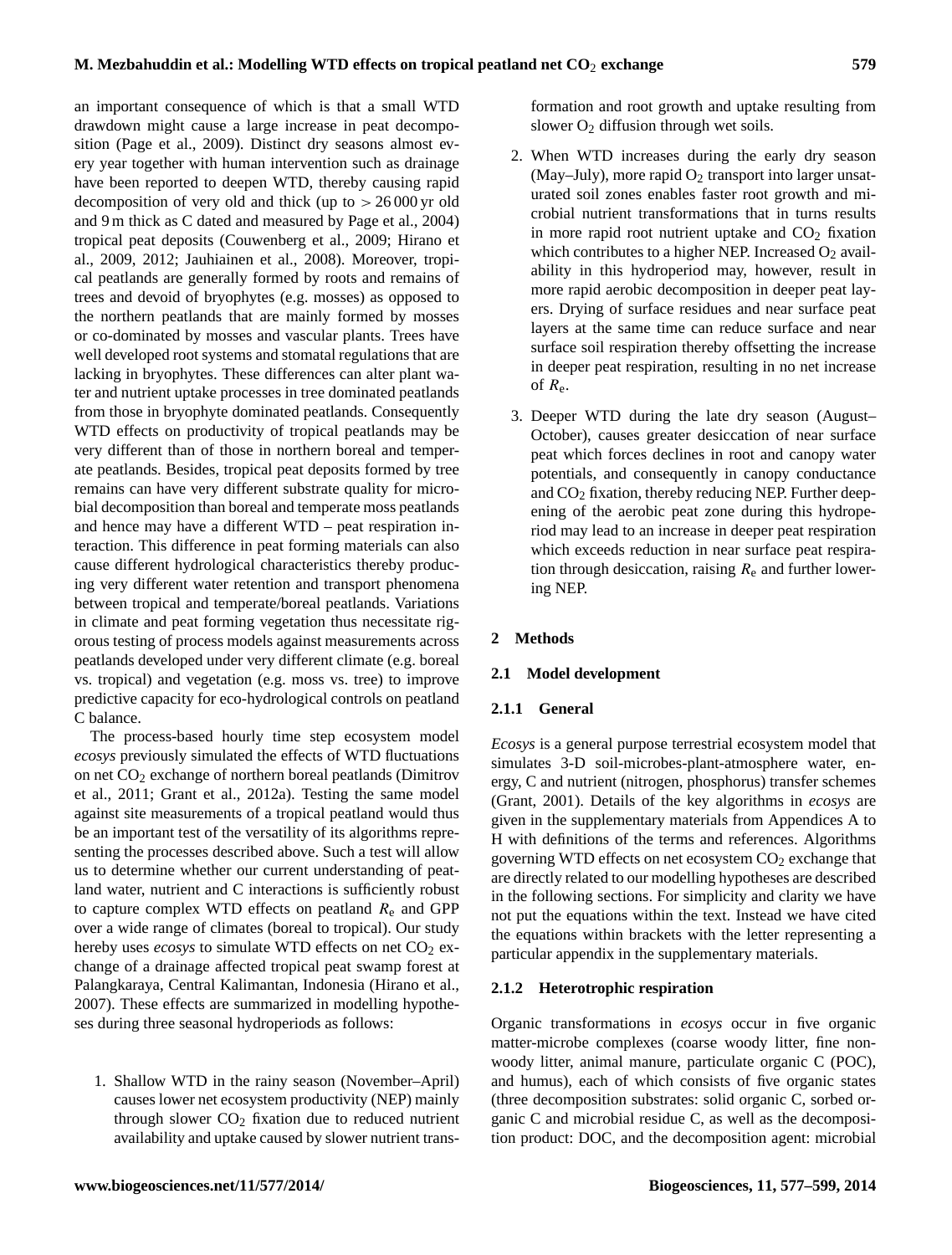an important consequence of which is that a small WTD drawdown might cause a large increase in peat decomposition (Page et al., 2009). Distinct dry seasons almost every year together with human intervention such as drainage have been reported to deepen WTD, thereby causing rapid decomposition of very old and thick (up to $> 26\,000$ yr old and 9 m thick as C dated and measured by Page et al., 2004) tropical peat deposits (Couwenberg et al., 2009; Hirano et al., 2009, 2012; Jauhiainen et al., 2008). Moreover, tropical peatlands are generally formed by roots and remains of trees and devoid of bryophytes (e.g. mosses) as opposed to the northern peatlands that are mainly formed by mosses or co-dominated by mosses and vascular plants. Trees have well developed root systems and stomatal regulations that are lacking in bryophytes. These differences can alter plant water and nutrient uptake processes in tree dominated peatlands from those in bryophyte dominated peatlands. Consequently WTD effects on productivity of tropical peatlands may be very different than of those in northern boreal and temperate peatlands. Besides, tropical peat deposits formed by tree remains can have very different substrate quality for microbial decomposition than boreal and temperate moss peatlands and hence may have a different WTD – peat respiration interaction. This difference in peat forming materials can also cause different hydrological characteristics thereby producing very different water retention and transport phenomena between tropical and temperate/boreal peatlands. Variations in climate and peat forming vegetation thus necessitate rigorous testing of process models against measurements across peatlands developed under very different climate (e.g. boreal vs. tropical) and vegetation (e.g. moss vs. tree) to improve predictive capacity for eco-hydrological controls on peatland C balance.

The process-based hourly time step ecosystem model *ecosys* previously simulated the effects of WTD fluctuations on net $CO_2$ exchange of northern boreal peatlands (Dimitrov et al., 2011; Grant et al., 2012a). Testing the same model against site measurements of a tropical peatland would thus be an important test of the versatility of its algorithms representing the processes described above. Such a test will allow us to determine whether our current understanding of peatland water, nutrient and C interactions is sufficiently robust to capture complex WTD effects on peatland $R_e$ and GPP over a wide range of climates (boreal to tropical). Our study hereby uses *ecosys* to simulate WTD effects on net $CO_2$ exchange of a drainage affected tropical peat swamp forest at Palangkaraya, Central Kalimantan, Indonesia (Hirano et al., 2007). These effects are summarized in modelling hypotheses during three seasonal hydroperiods as follows:

1. Shallow WTD in the rainy season (November–April) causes lower net ecosystem productivity (NEP) mainly through slower $CO_2$ fixation due to reduced nutrient availability and uptake caused by slower nutrient transformation and root growth and uptake resulting from slower $O_2$ diffusion through wet soils.
2. When WTD increases during the early dry season (May–July), more rapid $O_2$ transport into larger unsaturated soil zones enables faster root growth and microbial nutrient transformations that in turns results in more rapid root nutrient uptake and $CO_2$ fixation which contributes to a higher NEP. Increased $O_2$ availability in this hydroperiod may, however, result in more rapid aerobic decomposition in deeper peat layers. Drying of surface residues and near surface peat layers at the same time can reduce surface and near surface soil respiration thereby offsetting the increase in deeper peat respiration, resulting in no net increase of $R_e$.
3. Deeper WTD during the late dry season (August–October), causes greater desiccation of near surface peat which forces declines in root and canopy water potentials, and consequently in canopy conductance and $CO_2$ fixation, thereby reducing NEP. Further deepening of the aerobic peat zone during this hydroperiod may lead to an increase in deeper peat respiration which exceeds reduction in near surface peat respiration through desiccation, raising $R_e$ and further lowering NEP.

## 2 Methods

### 2.1 Model development

#### 2.1.1 General

*Ecosys* is a general purpose terrestrial ecosystem model that simulates 3-D soil-microbes-plant-atmosphere water, energy, C and nutrient (nitrogen, phosphorus) transfer schemes (Grant, 2001). Details of the key algorithms in *ecosys* are given in the supplementary materials from Appendices A to H with definitions of the terms and references. Algorithms governing WTD effects on net ecosystem $CO_2$ exchange that are directly related to our modelling hypotheses are described in the following sections. For simplicity and clarity we have not put the equations within the text. Instead we have cited the equations within brackets with the letter representing a particular appendix in the supplementary materials.

#### 2.1.2 Heterotrophic respiration

Organic transformations in *ecosys* occur in five organic matter-microbe complexes (coarse woody litter, fine non-woody litter, animal manure, particulate organic C (POC), and humus), each of which consists of five organic states (three decomposition substrates: solid organic C, sorbed organic C and microbial residue C, as well as the decomposition product: DOC, and the decomposition agent: microbial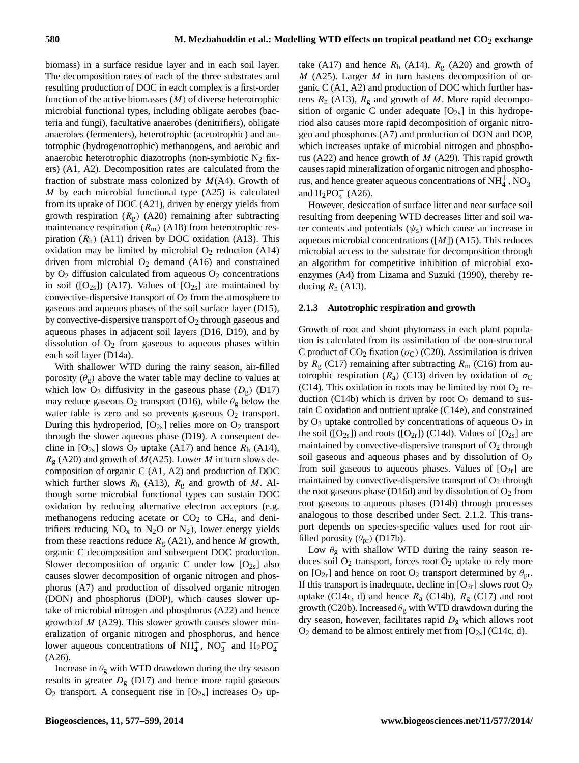biomass) in a surface residue layer and in each soil layer. The decomposition rates of each of the three substrates and resulting production of DOC in each complex is a first-order function of the active biomasses ($M$) of diverse heterotrophic microbial functional types, including obligate aerobes (bacteria and fungi), facultative anaerobes (denitrifiers), obligate anaerobes (fermenters), heterotrophic (acetotrophic) and autotrophic (hydrogenotrophic) methanogens, and aerobic and anaerobic heterotrophic diazotrophs (non-symbiotic $N_2$ fixers) (A1, A2). Decomposition rates are calculated from the fraction of substrate mass colonized by $M$(A4). Growth of $M$ by each microbial functional type (A25) is calculated from its uptake of DOC (A21), driven by energy yields from growth respiration ($R_g$) (A20) remaining after subtracting maintenance respiration ($R_m$) (A18) from heterotrophic respiration ($R_h$) (A11) driven by DOC oxidation (A13). This oxidation may be limited by microbial $O_2$ reduction (A14) driven from microbial $O_2$ demand (A16) and constrained by $O_2$ diffusion calculated from aqueous $O_2$ concentrations in soil ($[O_{2s}]$) (A17). Values of $[O_{2s}]$ are maintained by convective-dispersive transport of $O_2$ from the atmosphere to gaseous and aqueous phases of the soil surface layer (D15), by convective-dispersive transport of $O_2$ through gaseous and aqueous phases in adjacent soil layers (D16, D19), and by dissolution of $O_2$ from gaseous to aqueous phases within each soil layer (D14a).

With shallower WTD during the rainy season, air-filled porosity ($\theta_g$) above the water table may decline to values at which low $O_2$ diffusivity in the gaseous phase ($D_g$) (D17) may reduce gaseous $O_2$ transport (D16), while $\theta_g$ below the water table is zero and so prevents gaseous $O_2$ transport. During this hydroperiod, $[O_{2s}]$ relies more on $O_2$ transport through the slower aqueous phase (D19). A consequent decline in $[O_{2s}]$ slows $O_2$ uptake (A17) and hence $R_h$ (A14), $R_g$ (A20) and growth of $M$(A25). Lower $M$ in turn slows decomposition of organic C (A1, A2) and production of DOC which further slows $R_h$ (A13), $R_g$ and growth of $M$. Although some microbial functional types can sustain DOC oxidation by reducing alternative electron acceptors (e.g. methanogens reducing acetate or $CO_2$ to $CH_4$, and denitrifiers reducing $NO_x$ to $N_2O$ or $N_2$), lower energy yields from these reactions reduce $R_g$ (A21), and hence $M$ growth, organic C decomposition and subsequent DOC production. Slower decomposition of organic C under low $[O_{2s}]$ also causes slower decomposition of organic nitrogen and phosphorus (A7) and production of dissolved organic nitrogen (DON) and phosphorus (DOP), which causes slower uptake of microbial nitrogen and phosphorus (A22) and hence growth of $M$ (A29). This slower growth causes slower mineralization of organic nitrogen and phosphorus, and hence lower aqueous concentrations of $NH_4^+$, $NO_3^-$ and $H_2PO_4^-$ (A26).

Increase in $\theta_g$ with WTD drawdown during the dry season results in greater $D_g$ (D17) and hence more rapid gaseous $O_2$ transport. A consequent rise in $[O_{2s}]$ increases $O_2$ uptake (A17) and hence $R_h$ (A14), $R_g$ (A20) and growth of $M$ (A25). Larger $M$ in turn hastens decomposition of organic C (A1, A2) and production of DOC which further hastens $R_h$ (A13), $R_g$ and growth of $M$. More rapid decomposition of organic C under adequate $[O_{2s}]$ in this hydroperiod also causes more rapid decomposition of organic nitrogen and phosphorus (A7) and production of DON and DOP, which increases uptake of microbial nitrogen and phosphorus (A22) and hence growth of $M$ (A29). This rapid growth causes rapid mineralization of organic nitrogen and phosphorus, and hence greater aqueous concentrations of $NH_4^+$, $NO_3^-$ and $H_2PO_4^-$ (A26).

However, desiccation of surface litter and near surface soil resulting from deepening WTD decreases litter and soil water contents and potentials ($\psi_s$) which cause an increase in aqueous microbial concentrations ($[M]$) (A15). This reduces microbial access to the substrate for decomposition through an algorithm for competitive inhibition of microbial exoenzymes (A4) from Lizama and Suzuki (1990), thereby reducing $R_h$ (A13).

### 2.1.3 Autotrophic respiration and growth

Growth of root and shoot phytomass in each plant population is calculated from its assimilation of the non-structural C product of $CO_2$ fixation ($\sigma_C$) (C20). Assimilation is driven by $R_g$ (C17) remaining after subtracting $R_m$ (C16) from autotrophic respiration ($R_a$) (C13) driven by oxidation of $\sigma_C$ (C14). This oxidation in roots may be limited by root $O_2$ reduction (C14b) which is driven by root $O_2$ demand to sustain C oxidation and nutrient uptake (C14e), and constrained by $O_2$ uptake controlled by concentrations of aqueous $O_2$ in the soil ($[O_{2s}]$) and roots ($[O_{2r}]$) (C14d). Values of $[O_{2s}]$ are maintained by convective-dispersive transport of $O_2$ through soil gaseous and aqueous phases and by dissolution of $O_2$ from soil gaseous to aqueous phases. Values of $[O_{2r}]$ are maintained by convective-dispersive transport of $O_2$ through the root gaseous phase (D16d) and by dissolution of $O_2$ from root gaseous to aqueous phases (D14b) through processes analogous to those described under Sect. 2.1.2. This transport depends on species-specific values used for root air-filled porosity ($\theta_{pr}$) (D17b).

Low $\theta_g$ with shallow WTD during the rainy season reduces soil $O_2$ transport, forces root $O_2$ uptake to rely more on $[O_{2r}]$ and hence on root $O_2$ transport determined by $\theta_{pr}$. If this transport is inadequate, decline in $[O_{2r}]$ slows root $O_2$ uptake (C14c, d) and hence $R_a$ (C14b), $R_g$ (C17) and root growth (C20b). Increased $\theta_g$ with WTD drawdown during the dry season, however, facilitates rapid $D_g$ which allows root $O_2$ demand to be almost entirely met from $[O_{2s}]$ (C14c, d).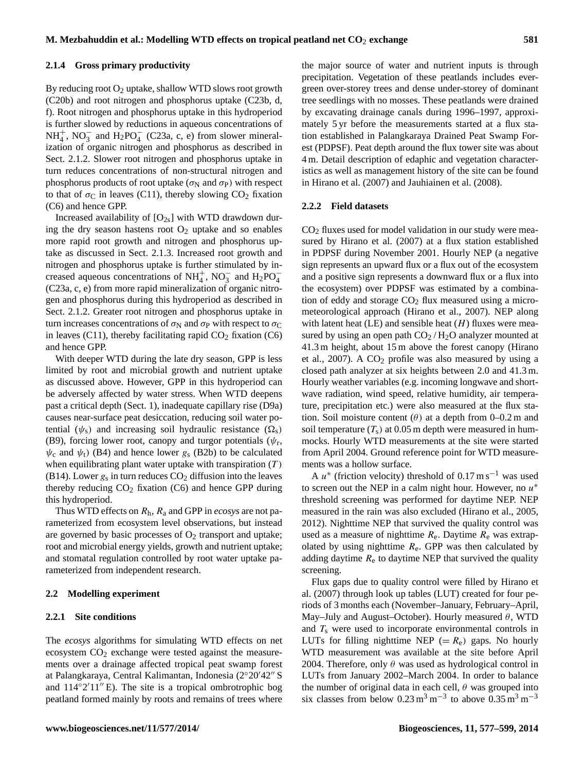### 2.1.4 Gross primary productivity

By reducing root $O_2$ uptake, shallow WTD slows root growth (C20b) and root nitrogen and phosphorus uptake (C23b, d, f). Root nitrogen and phosphorus uptake in this hydroperiod is further slowed by reductions in aqueous concentrations of $NH_4^+$, $NO_3^-$ and $H_2PO_4^-$ (C23a, c, e) from slower mineralization of organic nitrogen and phosphorus as described in Sect. 2.1.2. Slower root nitrogen and phosphorus uptake in turn reduces concentrations of non-structural nitrogen and phosphorus products of root uptake ($\sigma_N$ and $\sigma_P$) with respect to that of $\sigma_C$ in leaves (C11), thereby slowing $CO_2$ fixation (C6) and hence GPP.

Increased availability of $[O_{2s}]$ with WTD drawdown during the dry season hastens root $O_2$ uptake and so enables more rapid root growth and nitrogen and phosphorus uptake as discussed in Sect. 2.1.3. Increased root growth and nitrogen and phosphorus uptake is further stimulated by increased aqueous concentrations of $NH_4^+$, $NO_3^-$ and $H_2PO_4^-$ (C23a, c, e) from more rapid mineralization of organic nitrogen and phosphorus during this hydroperiod as described in Sect. 2.1.2. Greater root nitrogen and phosphorus uptake in turn increases concentrations of $\sigma_N$ and $\sigma_P$ with respect to $\sigma_C$ in leaves (C11), thereby facilitating rapid $CO_2$ fixation (C6) and hence GPP.

With deeper WTD during the late dry season, GPP is less limited by root and microbial growth and nutrient uptake as discussed above. However, GPP in this hydroperiod can be adversely affected by water stress. When WTD deepens past a critical depth (Sect. 1), inadequate capillary rise (D9a) causes near-surface peat desiccation, reducing soil water potential ($\psi_s$) and increasing soil hydraulic resistance ($\Omega_s$) (B9), forcing lower root, canopy and turgor potentials ($\psi_r$, $\psi_c$ and $\psi_t$) (B4) and hence lower $g_s$ (B2b) to be calculated when equilibrating plant water uptake with transpiration ($T$) (B14). Lower $g_s$ in turn reduces $CO_2$ diffusion into the leaves thereby reducing $CO_2$ fixation (C6) and hence GPP during this hydroperiod.

Thus WTD effects on $R_h$, $R_a$ and GPP in *ecosys* are not parameterized from ecosystem level observations, but instead are governed by basic processes of $O_2$ transport and uptake; root and microbial energy yields, growth and nutrient uptake; and stomatal regulation controlled by root water uptake parameterized from independent research.

## 2.2 Modelling experiment

### 2.2.1 Site conditions

The *ecosys* algorithms for simulating WTD effects on net ecosystem $CO_2$ exchange were tested against the measurements over a drainage affected tropical peat swamp forest at Palangkaraya, Central Kalimantan, Indonesia (2°20′42″ S and 114°2′11″ E). The site is a tropical ombrotrophic bog peatland formed mainly by roots and remains of trees where the major source of water and nutrient inputs is through precipitation. Vegetation of these peatlands includes evergreen over-storey trees and dense under-storey of dominant tree seedlings with no mosses. These peatlands were drained by excavating drainage canals during 1996–1997, approximately 5 yr before the measurements started at a flux station established in Palangkaraya Drained Peat Swamp Forest (PDPSF). Peat depth around the flux tower site was about 4 m. Detail description of edaphic and vegetation characteristics as well as management history of the site can be found in Hirano et al. (2007) and Jauhiainen et al. (2008).

### 2.2.2 Field datasets

$CO_2$ fluxes used for model validation in our study were measured by Hirano et al. (2007) at a flux station established in PDPSF during November 2001. Hourly NEP (a negative sign represents an upward flux or a flux out of the ecosystem and a positive sign represents a downward flux or a flux into the ecosystem) over PDPSF was estimated by a combination of eddy and storage $CO_2$ flux measured using a micrometeorological approach (Hirano et al., 2007). NEP along with latent heat (LE) and sensible heat ($H$) fluxes were measured by using an open path $CO_2$ / $H_2O$ analyzer mounted at 41.3 m height, about 15 m above the forest canopy (Hirano et al., 2007). A $CO_2$ profile was also measured by using a closed path analyzer at six heights between 2.0 and 41.3 m. Hourly weather variables (e.g. incoming longwave and shortwave radiation, wind speed, relative humidity, air temperature, precipitation etc.) were also measured at the flux station. Soil moisture content ($\theta$) at a depth from 0–0.2 m and soil temperature ($T_s$) at 0.05 m depth were measured in hummocks. Hourly WTD measurements at the site were started from April 2004. Ground reference point for WTD measurements was a hollow surface.

A $u^*$ (friction velocity) threshold of 0.17 m s$^{-1}$ was used to screen out the NEP in a calm night hour. However, no $u^*$ threshold screening was performed for daytime NEP. NEP measured in the rain was also excluded (Hirano et al., 2005, 2012). Nighttime NEP that survived the quality control was used as a measure of nighttime $R_e$. Daytime $R_e$ was extrapolated by using nighttime $R_e$. GPP was then calculated by adding daytime $R_e$ to daytime NEP that survived the quality screening.

Flux gaps due to quality control were filled by Hirano et al. (2007) through look up tables (LUT) created for four periods of 3 months each (November–January, February–April, May–July and August–October). Hourly measured $\theta$, WTD and $T_s$ were used to incorporate environmental controls in LUTs for filling nighttime NEP ($= R_e$) gaps. No hourly WTD measurement was available at the site before April 2004. Therefore, only $\theta$ was used as hydrological control in LUTs from January 2002–March 2004. In order to balance the number of original data in each cell, $\theta$ was grouped into six classes from below 0.23 m$^3$ m$^{-3}$ to above 0.35 m$^3$ m$^{-3}$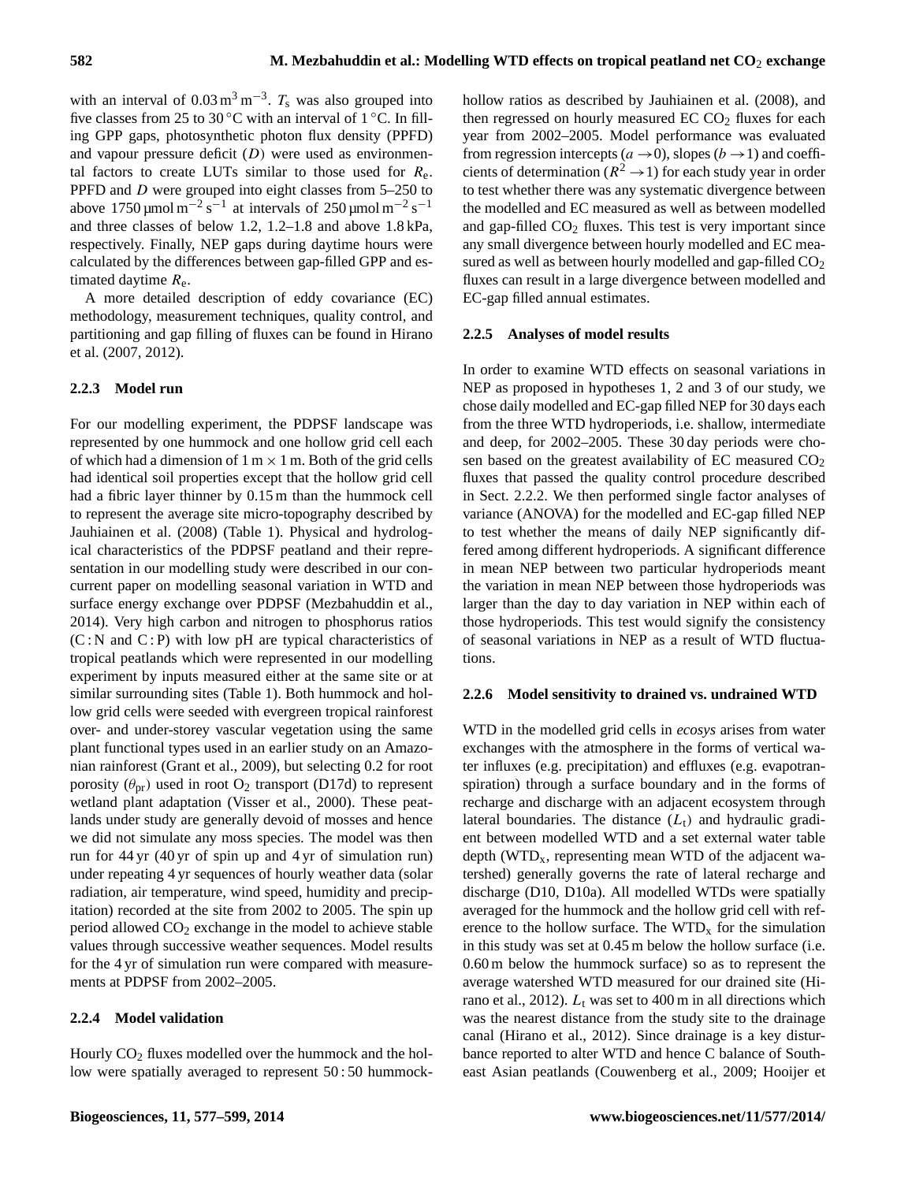with an interval of $0.03\,m^3\,m^{-3}$. $T_s$ was also grouped into five classes from 25 to 30 °C with an interval of 1 °C. In filling GPP gaps, photosynthetic photon flux density (PPFD) and vapour pressure deficit ($D$) were used as environmental factors to create LUTs similar to those used for $R_e$. PPFD and $D$ were grouped into eight classes from 5–250 to above $1750\,\mu mol\,m^{-2}\,s^{-1}$ at intervals of $250\,\mu mol\,m^{-2}\,s^{-1}$ and three classes of below 1.2, 1.2–1.8 and above 1.8 kPa, respectively. Finally, NEP gaps during daytime hours were calculated by the differences between gap-filled GPP and estimated daytime $R_e$.

A more detailed description of eddy covariance (EC) methodology, measurement techniques, quality control, and partitioning and gap filling of fluxes can be found in Hirano et al. (2007, 2012).

### 2.2.3 Model run

For our modelling experiment, the PDPSF landscape was represented by one hummock and one hollow grid cell each of which had a dimension of 1 m × 1 m. Both of the grid cells had identical soil properties except that the hollow grid cell had a fibric layer thinner by 0.15 m than the hummock cell to represent the average site micro-topography described by Jauhiainen et al. (2008) (Table 1). Physical and hydrological characteristics of the PDPSF peatland and their representation in our modelling study were described in our concurrent paper on modelling seasonal variation in WTD and surface energy exchange over PDPSF (Mezbahuddin et al., 2014). Very high carbon and nitrogen to phosphorus ratios (C : N and C : P) with low pH are typical characteristics of tropical peatlands which were represented in our modelling experiment by inputs measured either at the same site or at similar surrounding sites (Table 1). Both hummock and hollow grid cells were seeded with evergreen tropical rainforest over- and under-storey vascular vegetation using the same plant functional types used in an earlier study on an Amazonian rainforest (Grant et al., 2009), but selecting 0.2 for root porosity ($\theta_{pr}$) used in root $O_2$ transport (D17d) to represent wetland plant adaptation (Visser et al., 2000). These peatlands under study are generally devoid of mosses and hence we did not simulate any moss species. The model was then run for 44 yr (40 yr of spin up and 4 yr of simulation run) under repeating 4 yr sequences of hourly weather data (solar radiation, air temperature, wind speed, humidity and precipitation) recorded at the site from 2002 to 2005. The spin up period allowed $CO_2$ exchange in the model to achieve stable values through successive weather sequences. Model results for the 4 yr of simulation run were compared with measurements at PDPSF from 2002–2005.

### 2.2.4 Model validation

Hourly $CO_2$ fluxes modelled over the hummock and the hollow were spatially averaged to represent 50 : 50 hummock-hollow ratios as described by Jauhiainen et al. (2008), and then regressed on hourly measured EC $CO_2$ fluxes for each year from 2002–2005. Model performance was evaluated from regression intercepts ($a \rightarrow 0$), slopes ($b \rightarrow 1$) and coefficients of determination ($R^2 \rightarrow 1$) for each study year in order to test whether there was any systematic divergence between the modelled and EC measured as well as between modelled and gap-filled $CO_2$ fluxes. This test is very important since any small divergence between hourly modelled and EC measured as well as between hourly modelled and gap-filled $CO_2$ fluxes can result in a large divergence between modelled and EC-gap filled annual estimates.

### 2.2.5 Analyses of model results

In order to examine WTD effects on seasonal variations in NEP as proposed in hypotheses 1, 2 and 3 of our study, we chose daily modelled and EC-gap filled NEP for 30 days each from the three WTD hydroperiods, i.e. shallow, intermediate and deep, for 2002–2005. These 30 day periods were chosen based on the greatest availability of EC measured $CO_2$ fluxes that passed the quality control procedure described in Sect. 2.2.2. We then performed single factor analyses of variance (ANOVA) for the modelled and EC-gap filled NEP to test whether the means of daily NEP significantly differed among different hydroperiods. A significant difference in mean NEP between two particular hydroperiods meant the variation in mean NEP between those hydroperiods was larger than the day to day variation in NEP within each of those hydroperiods. This test would signify the consistency of seasonal variations in NEP as a result of WTD fluctuations.

### 2.2.6 Model sensitivity to drained vs. undrained WTD

WTD in the modelled grid cells in *ecosys* arises from water exchanges with the atmosphere in the forms of vertical water influxes (e.g. precipitation) and effluxes (e.g. evapotranspiration) through a surface boundary and in the forms of recharge and discharge with an adjacent ecosystem through lateral boundaries. The distance ($L_t$) and hydraulic gradient between modelled WTD and a set external water table depth ($WTD_x$, representing mean WTD of the adjacent watershed) generally governs the rate of lateral recharge and discharge (D10, D10a). All modelled WTDs were spatially averaged for the hummock and the hollow grid cell with reference to the hollow surface. The $WTD_x$ for the simulation in this study was set at 0.45 m below the hollow surface (i.e. 0.60 m below the hummock surface) so as to represent the average watershed WTD measured for our drained site (Hirano et al., 2012). $L_t$ was set to 400 m in all directions which was the nearest distance from the study site to the drainage canal (Hirano et al., 2012). Since drainage is a key disturbance reported to alter WTD and hence C balance of Southeast Asian peatlands (Couwenberg et al., 2009; Hooijer et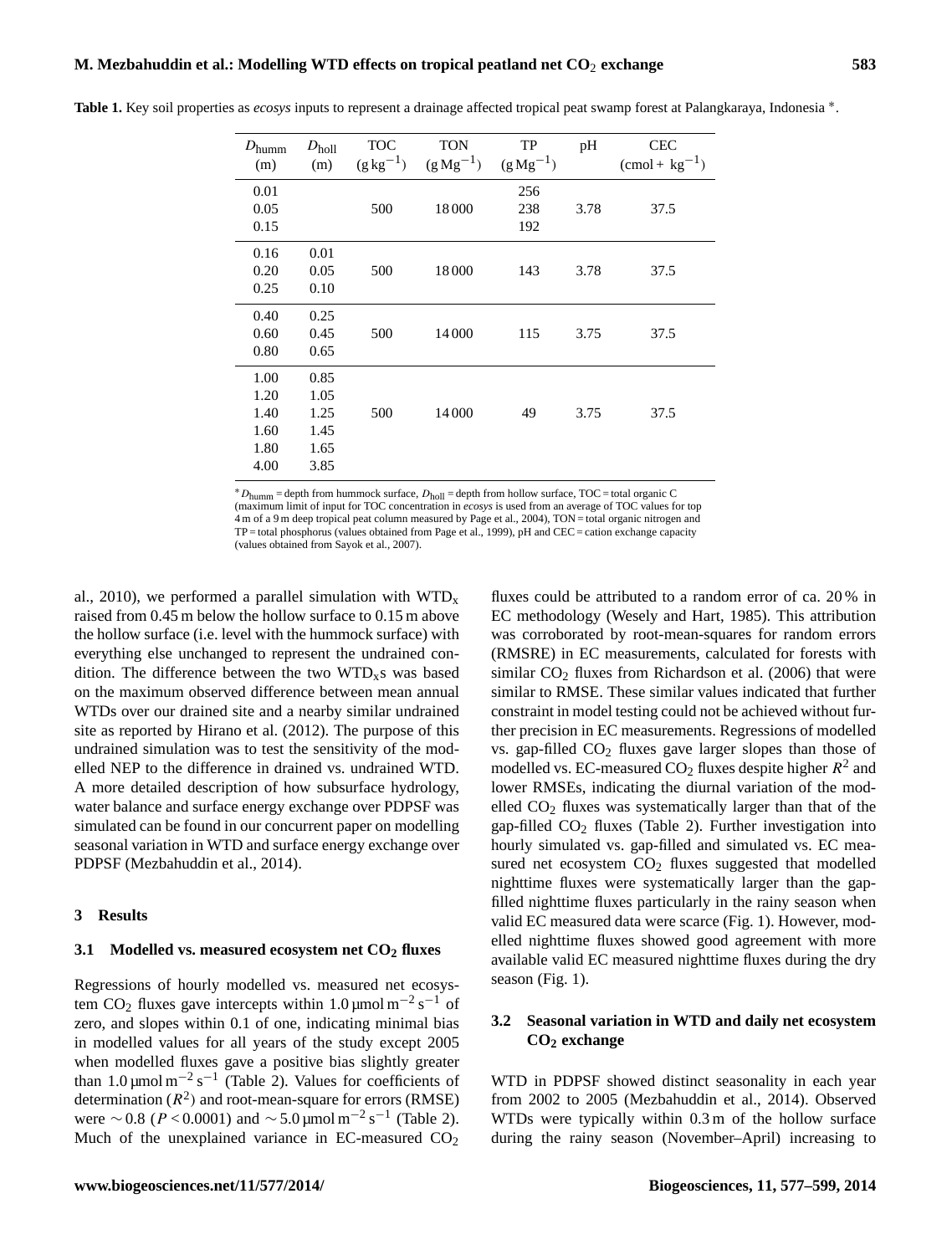**Table 1.** Key soil properties as *ecosys* inputs to represent a drainage affected tropical peat swamp forest at Palangkaraya, Indonesia *.

| $D_{humm}$ (m) | $D_{holl}$ (m) | TOC ($g\,kg^{-1}$) | TON ($g\,Mg^{-1}$) | TP ($g\,Mg^{-1}$) | pH | CEC ($cmol+\,kg^{-1}$) |
|---|---|---|---|---|---|---|
| 0.01 | | | | 256 | | |
| 0.05 | | 500 | 18 000 | 238 | 3.78 | 37.5 |
| 0.15 | | | | 192 | | |
| 0.16 | 0.01 | | | | | |
| 0.20 | 0.05 | 500 | 18 000 | 143 | 3.78 | 37.5 |
| 0.25 | 0.10 | | | | | |
| 0.40 | 0.25 | | | | | |
| 0.60 | 0.45 | 500 | 14 000 | 115 | 3.75 | 37.5 |
| 0.80 | 0.65 | | | | | |
| 1.00 | 0.85 | | | | | |
| 1.20 | 1.05 | | | | | |
| 1.40 | 1.25 | 500 | 14 000 | 49 | 3.75 | 37.5 |
| 1.60 | 1.45 | | | | | |
| 1.80 | 1.65 | | | | | |
| 4.00 | 3.85 | | | | | |

* $D_{humm}$ = depth from hummock surface, $D_{holl}$ = depth from hollow surface, TOC = total organic C (maximum limit of input for TOC concentration in *ecosys* is used from an average of TOC values for top 4 m of a 9 m deep tropical peat column measured by Page et al., 2004), TON = total organic nitrogen and TP = total phosphorus (values obtained from Page et al., 1999), pH and CEC = cation exchange capacity (values obtained from Sayok et al., 2007).

al., 2010), we performed a parallel simulation with $WTD_x$ raised from 0.45 m below the hollow surface to 0.15 m above the hollow surface (i.e. level with the hummock surface) with everything else unchanged to represent the undrained condition. The difference between the two $WTD_x$s was based on the maximum observed difference between mean annual WTDs over our drained site and a nearby similar undrained site as reported by Hirano et al. (2012). The purpose of this undrained simulation was to test the sensitivity of the modelled NEP to the difference in drained vs. undrained WTD. A more detailed description of how subsurface hydrology, water balance and surface energy exchange over PDPSF was simulated can be found in our concurrent paper on modelling seasonal variation in WTD and surface energy exchange over PDPSF (Mezbahuddin et al., 2014).

## 3 Results

### 3.1 Modelled vs. measured ecosystem net $CO_2$ fluxes

Regressions of hourly modelled vs. measured net ecosystem $CO_2$ fluxes gave intercepts within 1.0 $\mu mol\,m^{-2}\,s^{-1}$ of zero, and slopes within 0.1 of one, indicating minimal bias in modelled values for all years of the study except 2005 when modelled fluxes gave a positive bias slightly greater than 1.0 $\mu mol\,m^{-2}\,s^{-1}$ (Table 2). Values for coefficients of determination ($R^2$) and root-mean-square for errors (RMSE) were $\sim 0.8$ ($P < 0.0001$) and $\sim 5.0$ $\mu mol\,m^{-2}\,s^{-1}$ (Table 2). Much of the unexplained variance in EC-measured $CO_2$ fluxes could be attributed to a random error of ca. 20 % in EC methodology (Wesely and Hart, 1985). This attribution was corroborated by root-mean-squares for random errors (RMSRE) in EC measurements, calculated for forests with similar $CO_2$ fluxes from Richardson et al. (2006) that were similar to RMSE. These similar values indicated that further constraint in model testing could not be achieved without further precision in EC measurements. Regressions of modelled vs. gap-filled $CO_2$ fluxes gave larger slopes than those of modelled vs. EC-measured $CO_2$ fluxes despite higher $R^2$ and lower RMSEs, indicating the diurnal variation of the modelled $CO_2$ fluxes was systematically larger than that of the gap-filled $CO_2$ fluxes (Table 2). Further investigation into hourly simulated vs. gap-filled and simulated vs. EC measured net ecosystem $CO_2$ fluxes suggested that modelled nighttime fluxes were systematically larger than the gap-filled nighttime fluxes particularly in the rainy season when valid EC measured data were scarce (Fig. 1). However, modelled nighttime fluxes showed good agreement with more available valid EC measured nighttime fluxes during the dry season (Fig. 1).

### 3.2 Seasonal variation in WTD and daily net ecosystem $CO_2$ exchange

WTD in PDPSF showed distinct seasonality in each year from 2002 to 2005 (Mezbahuddin et al., 2014). Observed WTDs were typically within 0.3 m of the hollow surface during the rainy season (November–April) increasing to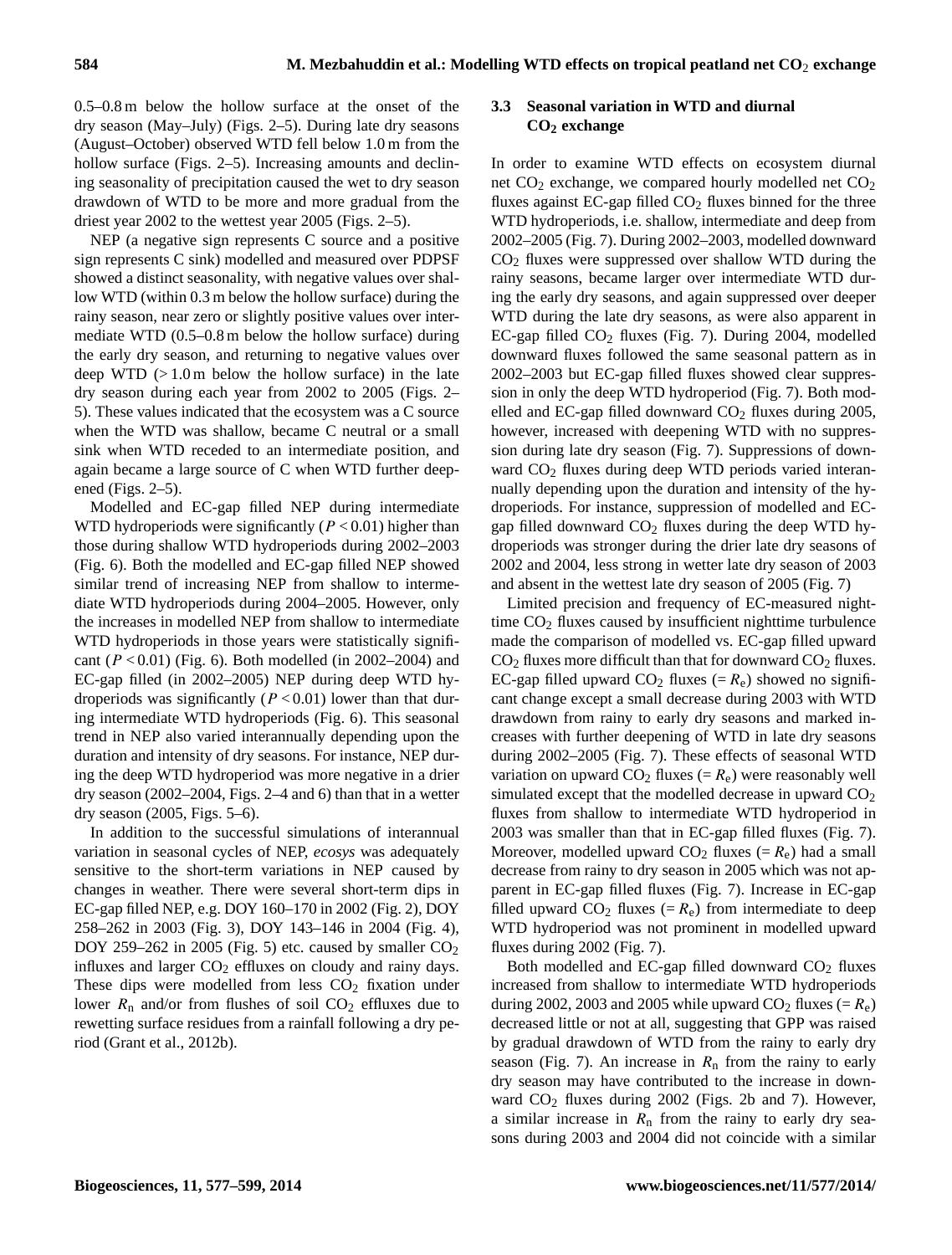0.5–0.8 m below the hollow surface at the onset of the dry season (May–July) (Figs. 2–5). During late dry seasons (August–October) observed WTD fell below 1.0 m from the hollow surface (Figs. 2–5). Increasing amounts and declining seasonality of precipitation caused the wet to dry season drawdown of WTD to be more and more gradual from the driest year 2002 to the wettest year 2005 (Figs. 2–5).

NEP (a negative sign represents C source and a positive sign represents C sink) modelled and measured over PDPSF showed a distinct seasonality, with negative values over shallow WTD (within 0.3 m below the hollow surface) during the rainy season, near zero or slightly positive values over intermediate WTD (0.5–0.8 m below the hollow surface) during the early dry season, and returning to negative values over deep WTD (> 1.0 m below the hollow surface) in the late dry season during each year from 2002 to 2005 (Figs. 2–5). These values indicated that the ecosystem was a C source when the WTD was shallow, became C neutral or a small sink when WTD receded to an intermediate position, and again became a large source of C when WTD further deepened (Figs. 2–5).

Modelled and EC-gap filled NEP during intermediate WTD hydroperiods were significantly ($P < 0.01$) higher than those during shallow WTD hydroperiods during 2002–2003 (Fig. 6). Both the modelled and EC-gap filled NEP showed similar trend of increasing NEP from shallow to intermediate WTD hydroperiods during 2004–2005. However, only the increases in modelled NEP from shallow to intermediate WTD hydroperiods in those years were statistically significant ($P < 0.01$) (Fig. 6). Both modelled (in 2002–2004) and EC-gap filled (in 2002–2005) NEP during deep WTD hydroperiods was significantly ($P < 0.01$) lower than that during intermediate WTD hydroperiods (Fig. 6). This seasonal trend in NEP also varied interannually depending upon the duration and intensity of dry seasons. For instance, NEP during the deep WTD hydroperiod was more negative in a drier dry season (2002–2004, Figs. 2–4 and 6) than that in a wetter dry season (2005, Figs. 5–6).

In addition to the successful simulations of interannual variation in seasonal cycles of NEP, *ecosys* was adequately sensitive to the short-term variations in NEP caused by changes in weather. There were several short-term dips in EC-gap filled NEP, e.g. DOY 160–170 in 2002 (Fig. 2), DOY 258–262 in 2003 (Fig. 3), DOY 143–146 in 2004 (Fig. 4), DOY 259–262 in 2005 (Fig. 5) etc. caused by smaller $CO_2$ influxes and larger $CO_2$ effluxes on cloudy and rainy days. These dips were modelled from less $CO_2$ fixation under lower $R_n$ and/or from flushes of soil $CO_2$ effluxes due to rewetting surface residues from a rainfall following a dry period (Grant et al., 2012b).

### 3.3 Seasonal variation in WTD and diurnal $CO_2$ exchange

In order to examine WTD effects on ecosystem diurnal net $CO_2$ exchange, we compared hourly modelled net $CO_2$ fluxes against EC-gap filled $CO_2$ fluxes binned for the three WTD hydroperiods, i.e. shallow, intermediate and deep from 2002–2005 (Fig. 7). During 2002–2003, modelled downward $CO_2$ fluxes were suppressed over shallow WTD during the rainy seasons, became larger over intermediate WTD during the early dry seasons, and again suppressed over deeper WTD during the late dry seasons, as were also apparent in EC-gap filled $CO_2$ fluxes (Fig. 7). During 2004, modelled downward fluxes followed the same seasonal pattern as in 2002–2003 but EC-gap filled fluxes showed clear suppression in only the deep WTD hydroperiod (Fig. 7). Both modelled and EC-gap filled downward $CO_2$ fluxes during 2005, however, increased with deepening WTD with no suppression during late dry season (Fig. 7). Suppressions of downward $CO_2$ fluxes during deep WTD periods varied interannually depending upon the duration and intensity of the hydroperiods. For instance, suppression of modelled and EC-gap filled downward $CO_2$ fluxes during the deep WTD hydroperiods was stronger during the drier late dry seasons of 2002 and 2004, less strong in wetter late dry season of 2003 and absent in the wettest late dry season of 2005 (Fig. 7)

Limited precision and frequency of EC-measured nighttime $CO_2$ fluxes caused by insufficient nighttime turbulence made the comparison of modelled vs. EC-gap filled upward $CO_2$ fluxes more difficult than that for downward $CO_2$ fluxes. EC-gap filled upward $CO_2$ fluxes (= $R_e$) showed no significant change except a small decrease during 2003 with WTD drawdown from rainy to early dry seasons and marked increases with further deepening of WTD in late dry seasons during 2002–2005 (Fig. 7). These effects of seasonal WTD variation on upward $CO_2$ fluxes (= $R_e$) were reasonably well simulated except that the modelled decrease in upward $CO_2$ fluxes from shallow to intermediate WTD hydroperiod in 2003 was smaller than that in EC-gap filled fluxes (Fig. 7). Moreover, modelled upward $CO_2$ fluxes (= $R_e$) had a small decrease from rainy to dry season in 2005 which was not apparent in EC-gap filled fluxes (Fig. 7). Increase in EC-gap filled upward $CO_2$ fluxes (= $R_e$) from intermediate to deep WTD hydroperiod was not prominent in modelled upward fluxes during 2002 (Fig. 7).

Both modelled and EC-gap filled downward $CO_2$ fluxes increased from shallow to intermediate WTD hydroperiods during 2002, 2003 and 2005 while upward $CO_2$ fluxes (= $R_e$) decreased little or not at all, suggesting that GPP was raised by gradual drawdown of WTD from the rainy to early dry season (Fig. 7). An increase in $R_n$ from the rainy to early dry season may have contributed to the increase in downward $CO_2$ fluxes during 2002 (Figs. 2b and 7). However, a similar increase in $R_n$ from the rainy to early dry seasons during 2003 and 2004 did not coincide with a similar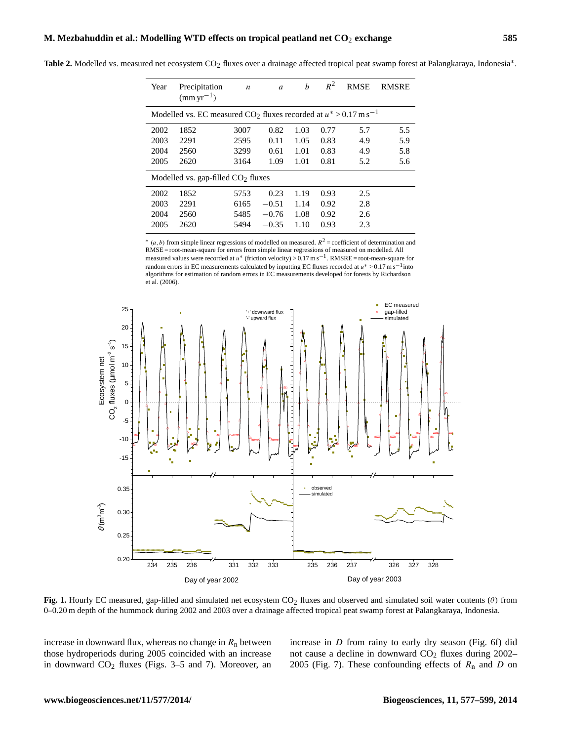**Table 2.** Modelled vs. measured net ecosystem $CO_2$ fluxes over a drainage affected tropical peat swamp forest at Palangkaraya, Indonesia*.

| Year | Precipitation ($mm\,yr^{-1}$) | $n$ | $a$ | $b$ | $R^2$ | RMSE | RMSRE |
|---|---|---|---|---|---|---|---|
| Modelled vs. EC measured $CO_2$ fluxes recorded at $u^* > 0.17\,m\,s^{-1}$ | | | | | | | |
| 2002 | 1852 | 3007 | 0.82 | 1.03 | 0.77 | 5.7 | 5.5 |
| 2003 | 2291 | 2595 | 0.11 | 1.05 | 0.83 | 4.9 | 5.9 |
| 2004 | 2560 | 3299 | 0.61 | 1.01 | 0.83 | 4.9 | 5.8 |
| 2005 | 2620 | 3164 | 1.09 | 1.01 | 0.81 | 5.2 | 5.6 |
| Modelled vs. gap-filled $CO_2$ fluxes | | | | | | | |
| 2002 | 1852 | 5753 | 0.23 | 1.19 | 0.93 | 2.5 | |
| 2003 | 2291 | 6165 | −0.51 | 1.14 | 0.92 | 2.8 | |
| 2004 | 2560 | 5485 | −0.76 | 1.08 | 0.92 | 2.6 | |
| 2005 | 2620 | 5494 | −0.35 | 1.10 | 0.93 | 2.3 | |

* $(a, b)$ from simple linear regressions of modelled on measured. $R^2$ = coefficient of determination and RMSE = root-mean-square for errors from simple linear regressions of measured on modelled. All measured values were recorded at $u^*$ (friction velocity) > $0.17\,m\,s^{-1}$. RMSRE = root-mean-square for random errors in EC measurements calculated by inputting EC fluxes recorded at $u^* > 0.17\,m\,s^{-1}$ into algorithms for estimation of random errors in EC measurements developed for forests by Richardson et al. (2006).

**Fig. 1.** Hourly EC measured, gap-filled and simulated net ecosystem $CO_2$ fluxes and observed and simulated soil water contents ($\theta$) from 0–0.20 m depth of the hummock during 2002 and 2003 over a drainage affected tropical peat swamp forest at Palangkaraya, Indonesia.

increase in downward flux, whereas no change in $R_n$ between those hydroperiods during 2005 coincided with an increase in downward $CO_2$ fluxes (Figs. 3–5 and 7). Moreover, an increase in $D$ from rainy to early dry season (Fig. 6f) did not cause a decline in downward $CO_2$ fluxes during 2002–2005 (Fig. 7). These confounding effects of $R_n$ and $D$ on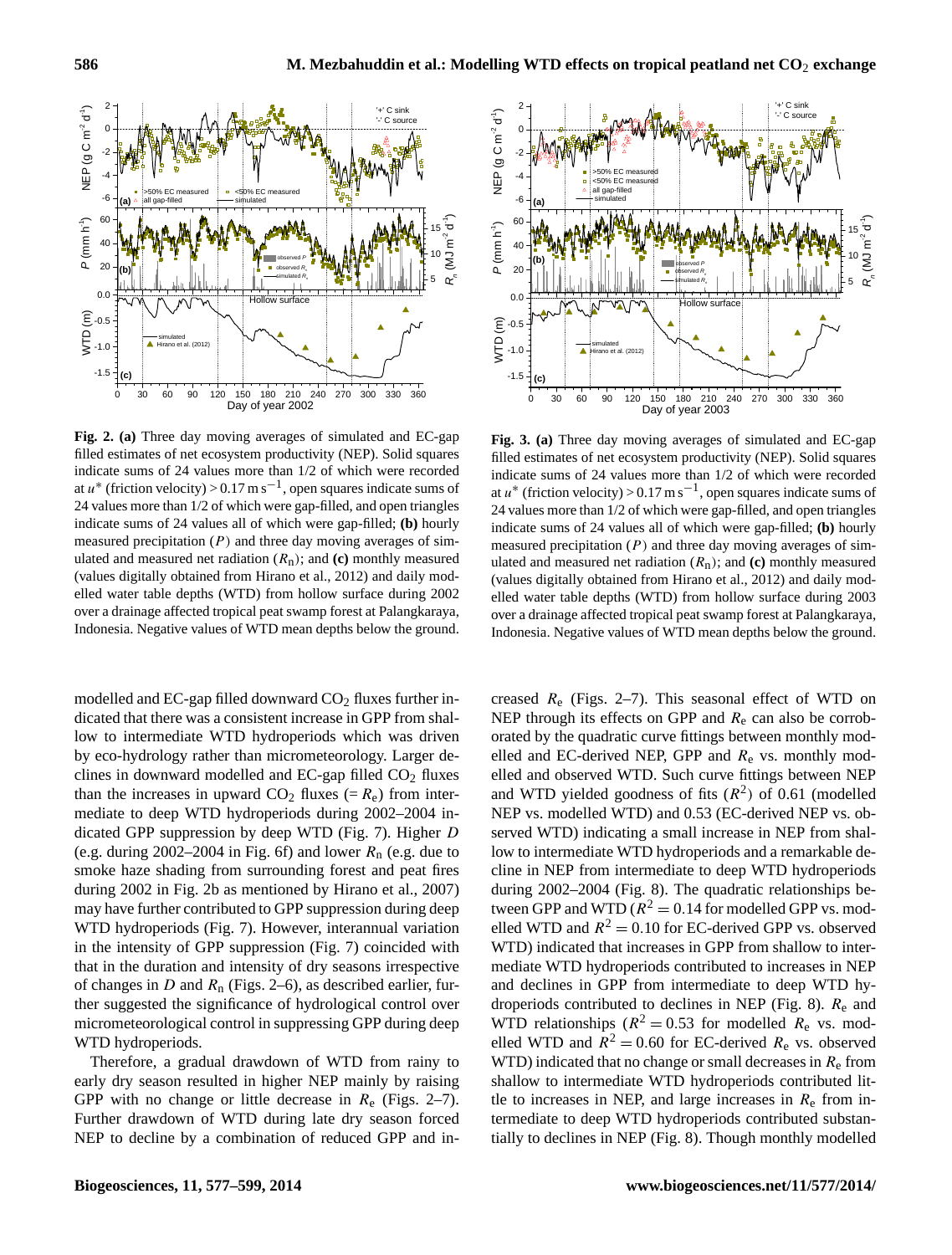**Fig. 2. (a)** Three day moving averages of simulated and EC-gap filled estimates of net ecosystem productivity (NEP). Solid squares indicate sums of 24 values more than 1/2 of which were recorded at $u^*$ (friction velocity) > 0.17 m s$^{-1}$, open squares indicate sums of 24 values more than 1/2 of which were gap-filled, and open triangles indicate sums of 24 values all of which were gap-filled; **(b)** hourly measured precipitation ($P$) and three day moving averages of simulated and measured net radiation ($R_n$); and **(c)** monthly measured (values digitally obtained from Hirano et al., 2012) and daily modelled water table depths (WTD) from hollow surface during 2002 over a drainage affected tropical peat swamp forest at Palangkaraya, Indonesia. Negative values of WTD mean depths below the ground.

**Fig. 3. (a)** Three day moving averages of simulated and EC-gap filled estimates of net ecosystem productivity (NEP). Solid squares indicate sums of 24 values more than 1/2 of which were recorded at $u^*$ (friction velocity) > 0.17 m s$^{-1}$, open squares indicate sums of 24 values more than 1/2 of which were gap-filled, and open triangles indicate sums of 24 values all of which were gap-filled; **(b)** hourly measured precipitation ($P$) and three day moving averages of simulated and measured net radiation ($R_n$); and **(c)** monthly measured (values digitally obtained from Hirano et al., 2012) and daily modelled water table depths (WTD) from hollow surface during 2003 over a drainage affected tropical peat swamp forest at Palangkaraya, Indonesia. Negative values of WTD mean depths below the ground.

modelled and EC-gap filled downward $CO_2$ fluxes further indicated that there was a consistent increase in GPP from shallow to intermediate WTD hydroperiods which was driven by eco-hydrology rather than micrometeorology. Larger declines in downward modelled and EC-gap filled $CO_2$ fluxes than the increases in upward $CO_2$ fluxes (= $R_e$) from intermediate to deep WTD hydroperiods during 2002–2004 indicated GPP suppression by deep WTD (Fig. 7). Higher $D$ (e.g. during 2002–2004 in Fig. 6f) and lower $R_n$ (e.g. due to smoke haze shading from surrounding forest and peat fires during 2002 in Fig. 2b as mentioned by Hirano et al., 2007) may have further contributed to GPP suppression during deep WTD hydroperiods (Fig. 7). However, interannual variation in the intensity of GPP suppression (Fig. 7) coincided with that in the duration and intensity of dry seasons irrespective of changes in $D$ and $R_n$ (Figs. 2–6), as described earlier, further suggested the significance of hydrological control over micrometeorological control in suppressing GPP during deep WTD hydroperiods.

Therefore, a gradual drawdown of WTD from rainy to early dry season resulted in higher NEP mainly by raising GPP with no change or little decrease in $R_e$ (Figs. 2–7). Further drawdown of WTD during late dry season forced NEP to decline by a combination of reduced GPP and increased $R_e$ (Figs. 2–7). This seasonal effect of WTD on NEP through its effects on GPP and $R_e$ can also be corroborated by the quadratic curve fittings between monthly modelled and EC-derived NEP, GPP and $R_e$ vs. monthly modelled and observed WTD. Such curve fittings between NEP and WTD yielded goodness of fits ($R^2$) of 0.61 (modelled NEP vs. modelled WTD) and 0.53 (EC-derived NEP vs. observed WTD) indicating a small increase in NEP from shallow to intermediate WTD hydroperiods and a remarkable decline in NEP from intermediate to deep WTD hydroperiods during 2002–2004 (Fig. 8). The quadratic relationships between GPP and WTD ($R^2 = 0.14$ for modelled GPP vs. modelled WTD and $R^2 = 0.10$ for EC-derived GPP vs. observed WTD) indicated that increases in GPP from shallow to intermediate WTD hydroperiods contributed to increases in NEP and declines in GPP from intermediate to deep WTD hydroperiods contributed to declines in NEP (Fig. 8). $R_e$ and WTD relationships ($R^2 = 0.53$ for modelled $R_e$ vs. modelled WTD and $R^2 = 0.60$ for EC-derived $R_e$ vs. observed WTD) indicated that no change or small decreases in $R_e$ from shallow to intermediate WTD hydroperiods contributed little to increases in NEP, and large increases in $R_e$ from intermediate to deep WTD hydroperiods contributed substantially to declines in NEP (Fig. 8). Though monthly modelled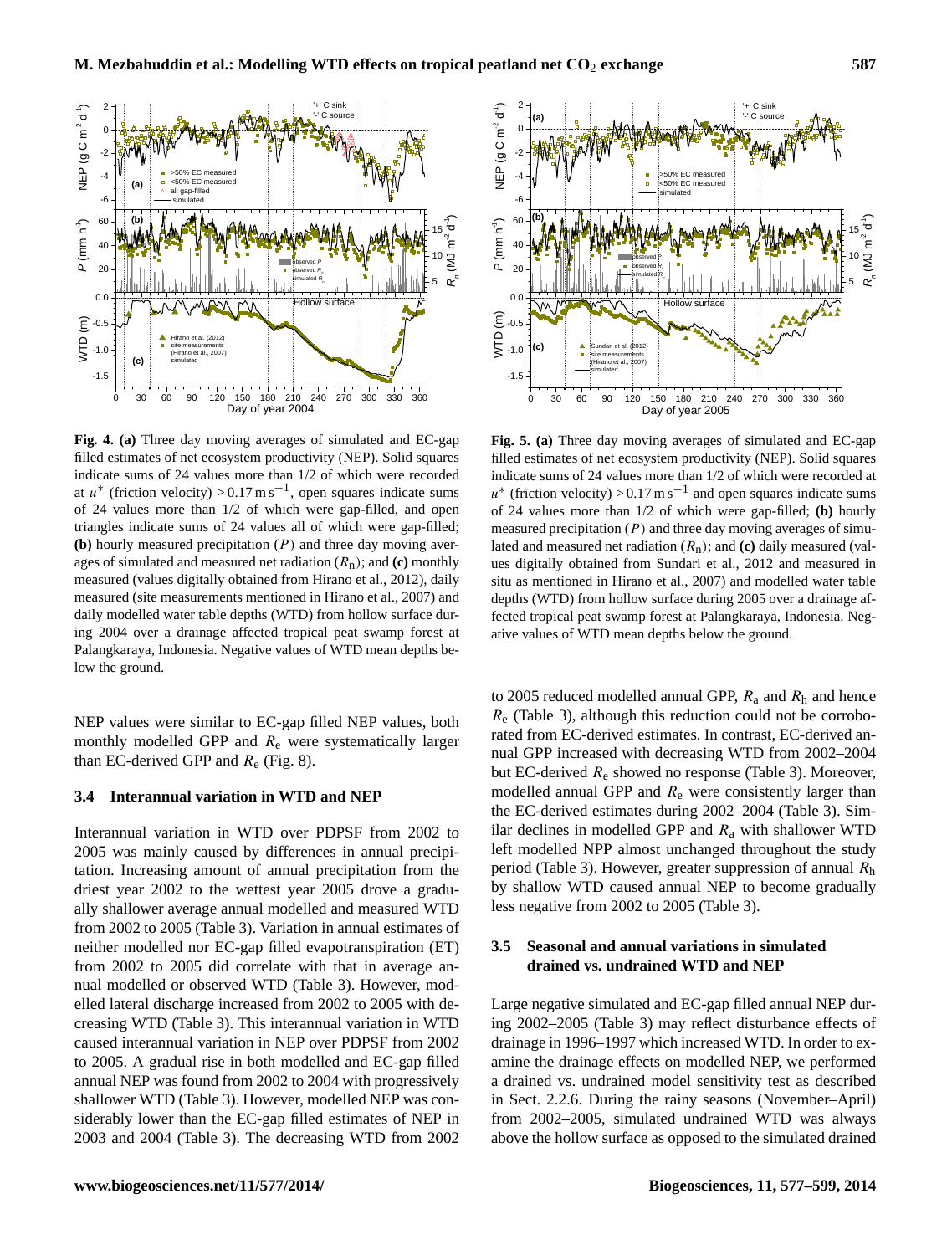**Fig. 4. (a)** Three day moving averages of simulated and EC-gap filled estimates of net ecosystem productivity (NEP). Solid squares indicate sums of 24 values more than 1/2 of which were recorded at $u^*$ (friction velocity) $> 0.17\,\mathrm{m\,s^{-1}}$, open squares indicate sums of 24 values more than 1/2 of which were gap-filled, and open triangles indicate sums of 24 values all of which were gap-filled; **(b)** hourly measured precipitation ($P$) and three day moving averages of simulated and measured net radiation ($R_n$); and **(c)** monthly measured (values digitally obtained from Hirano et al., 2012), daily measured (site measurements mentioned in Hirano et al., 2007) and daily modelled water table depths (WTD) from hollow surface during 2004 over a drainage affected tropical peat swamp forest at Palangkaraya, Indonesia. Negative values of WTD mean depths below the ground.

**Fig. 5. (a)** Three day moving averages of simulated and EC-gap filled estimates of net ecosystem productivity (NEP). Solid squares indicate sums of 24 values more than 1/2 of which were recorded at $u^*$ (friction velocity) $> 0.17\,\mathrm{m\,s^{-1}}$ and open squares indicate sums of 24 values more than 1/2 of which were gap-filled; **(b)** hourly measured precipitation ($P$) and three day moving averages of simulated and measured net radiation ($R_n$); and **(c)** daily measured (values digitally obtained from Sundari et al., 2012 and measured in situ as mentioned in Hirano et al., 2007) and modelled water table depths (WTD) from hollow surface during 2005 over a drainage affected tropical peat swamp forest at Palangkaraya, Indonesia. Negative values of WTD mean depths below the ground.

NEP values were similar to EC-gap filled NEP values, both monthly modelled GPP and $R_e$ were systematically larger than EC-derived GPP and $R_e$ (Fig. 8).

### 3.4 Interannual variation in WTD and NEP

Interannual variation in WTD over PDPSF from 2002 to 2005 was mainly caused by differences in annual precipitation. Increasing amount of annual precipitation from the driest year 2002 to the wettest year 2005 drove a gradually shallower average annual modelled and measured WTD from 2002 to 2005 (Table 3). Variation in annual estimates of neither modelled nor EC-gap filled evapotranspiration (ET) from 2002 to 2005 did correlate with that in average annual modelled or observed WTD (Table 3). However, modelled lateral discharge increased from 2002 to 2005 with decreasing WTD (Table 3). This interannual variation in WTD caused interannual variation in NEP over PDPSF from 2002 to 2005. A gradual rise in both modelled and EC-gap filled annual NEP was found from 2002 to 2004 with progressively shallower WTD (Table 3). However, modelled NEP was considerably lower than the EC-gap filled estimates of NEP in 2003 and 2004 (Table 3). The decreasing WTD from 2002 to 2005 reduced modelled annual GPP, $R_a$ and $R_h$ and hence $R_e$ (Table 3), although this reduction could not be corroborated from EC-derived estimates. In contrast, EC-derived annual GPP increased with decreasing WTD from 2002–2004 but EC-derived $R_e$ showed no response (Table 3). Moreover, modelled annual GPP and $R_e$ were consistently larger than the EC-derived estimates during 2002–2004 (Table 3). Similar declines in modelled GPP and $R_a$ with shallower WTD left modelled NPP almost unchanged throughout the study period (Table 3). However, greater suppression of annual $R_h$ by shallow WTD caused annual NEP to become gradually less negative from 2002 to 2005 (Table 3).

### 3.5 Seasonal and annual variations in simulated drained vs. undrained WTD and NEP

Large negative simulated and EC-gap filled annual NEP during 2002–2005 (Table 3) may reflect disturbance effects of drainage in 1996–1997 which increased WTD. In order to examine the drainage effects on modelled NEP, we performed a drained vs. undrained model sensitivity test as described in Sect. 2.2.6. During the rainy seasons (November–April) from 2002–2005, simulated undrained WTD was always above the hollow surface as opposed to the simulated drained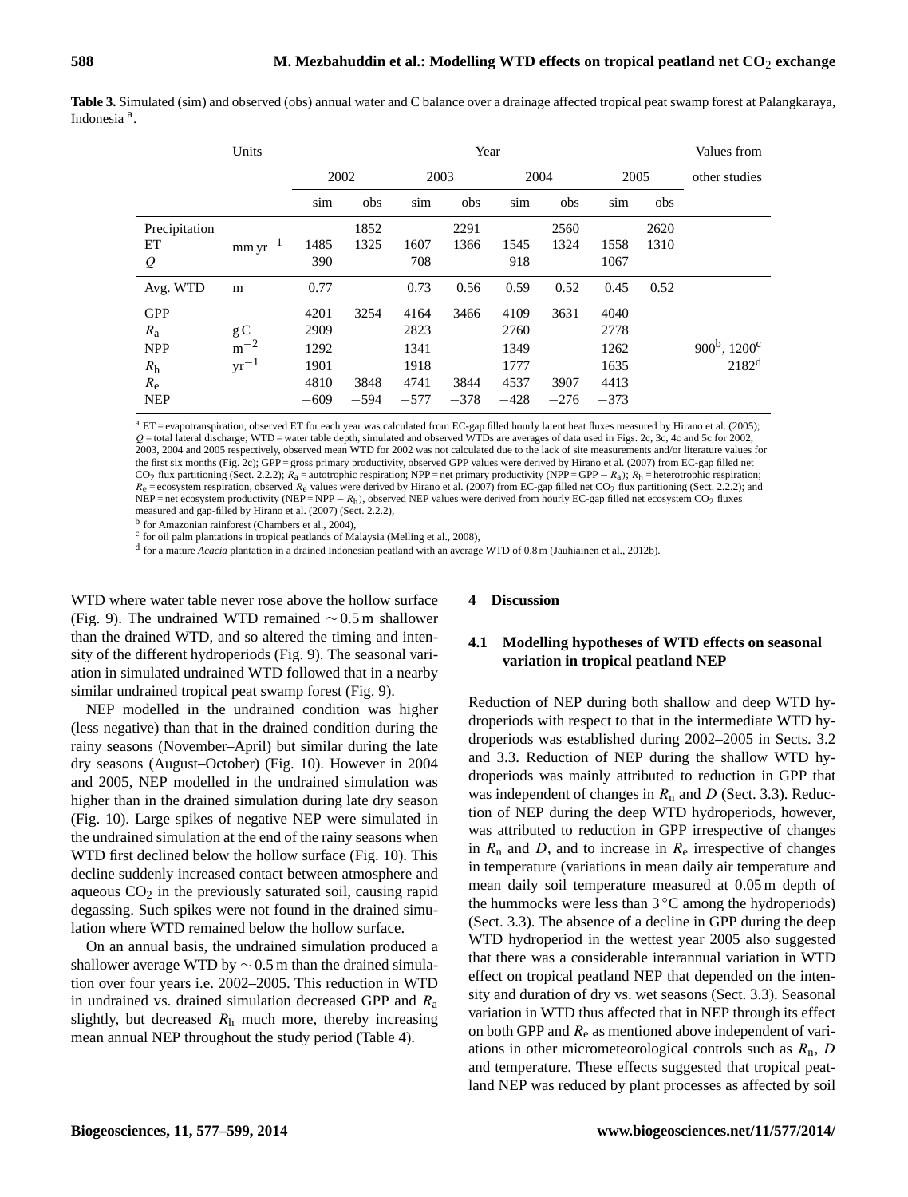**Table 3.** Simulated (sim) and observed (obs) annual water and C balance over a drainage affected tropical peat swamp forest at Palangkaraya, Indonesia [a].

| | Units | Year | | | | | | | | Values from |
|---|---|---|---|---|---|---|---|---|---|---|
| | | 2002 | | 2003 | | 2004 | | 2005 | | other studies |
| | | sim | obs | sim | obs | sim | obs | sim | obs | |
| Precipitation | $mm\,yr^{-1}$ | | 1852 | | 2291 | | 2560 | | 2620 | |
| ET | | 1485 | 1325 | 1607 | 1366 | 1545 | 1324 | 1558 | 1310 | |
| $Q$ | | 390 | | 708 | | 918 | | 1067 | | |
| Avg. WTD | m | 0.77 | | 0.73 | 0.56 | 0.59 | 0.52 | 0.45 | 0.52 | |
| GPP | $g\,C\,m^{-2}\,yr^{-1}$ | 4201 | 3254 | 4164 | 3466 | 4109 | 3631 | 4040 | | |
| $R_a$ | | 2909 | | 2823 | | 2760 | | 2778 | | |
| NPP | | 1292 | | 1341 | | 1349 | | 1262 | | 900[b], 1200[c] |
| $R_h$ | | 1901 | | 1918 | | 1777 | | 1635 | | 2182[d] |
| $R_e$ | | 4810 | 3848 | 4741 | 3844 | 4537 | 3907 | 4413 | | |
| NEP | | −609 | −594 | −577 | −378 | −428 | −276 | −373 | | |

[a] ET = evapotranspiration, observed ET for each year was calculated from EC-gap filled hourly latent heat fluxes measured by Hirano et al. (2005); $Q$ = total lateral discharge; WTD = water table depth, simulated and observed WTDs are averages of data used in Figs. 2c, 3c, 4c and 5c for 2002, 2003, 2004 and 2005 respectively, observed mean WTD for 2002 was not calculated due to the lack of site measurements and/or literature values for the first six months (Fig. 2c); GPP = gross primary productivity, observed GPP values were derived by Hirano et al. (2007) from EC-gap filled net $CO_2$ flux partitioning (Sect. 2.2.2); $R_a$ = autotrophic respiration; NPP = net primary productivity (NPP = GPP − $R_a$); $R_h$ = heterotrophic respiration; $R_e$ = ecosystem respiration, observed $R_e$ values were derived by Hirano et al. (2007) from EC-gap filled net $CO_2$ flux partitioning (Sect. 2.2.2); and NEP = net ecosystem productivity (NEP = NPP − $R_h$), observed NEP values were derived from hourly EC-gap filled net ecosystem $CO_2$ fluxes measured and gap-filled by Hirano et al. (2007) (Sect. 2.2.2),

[b] for Amazonian rainforest (Chambers et al., 2004),

[c] for oil palm plantations in tropical peatlands of Malaysia (Melling et al., 2008),

[d] for a mature *Acacia* plantation in a drained Indonesian peatland with an average WTD of 0.8 m (Jauhiainen et al., 2012b).

WTD where water table never rose above the hollow surface (Fig. 9). The undrained WTD remained ∼ 0.5 m shallower than the drained WTD, and so altered the timing and intensity of the different hydroperiods (Fig. 9). The seasonal variation in simulated undrained WTD followed that in a nearby similar undrained tropical peat swamp forest (Fig. 9).

NEP modelled in the undrained condition was higher (less negative) than that in the drained condition during the rainy seasons (November–April) but similar during the late dry seasons (August–October) (Fig. 10). However in 2004 and 2005, NEP modelled in the undrained simulation was higher than in the drained simulation during late dry season (Fig. 10). Large spikes of negative NEP were simulated in the undrained simulation at the end of the rainy seasons when WTD first declined below the hollow surface (Fig. 10). This decline suddenly increased contact between atmosphere and aqueous $CO_2$ in the previously saturated soil, causing rapid degassing. Such spikes were not found in the drained simulation where WTD remained below the hollow surface.

On an annual basis, the undrained simulation produced a shallower average WTD by ∼ 0.5 m than the drained simulation over four years i.e. 2002–2005. This reduction in WTD in undrained vs. drained simulation decreased GPP and $R_a$ slightly, but decreased $R_h$ much more, thereby increasing mean annual NEP throughout the study period (Table 4).

## 4 Discussion

### 4.1 Modelling hypotheses of WTD effects on seasonal variation in tropical peatland NEP

Reduction of NEP during both shallow and deep WTD hydroperiods with respect to that in the intermediate WTD hydroperiods was established during 2002–2005 in Sects. 3.2 and 3.3. Reduction of NEP during the shallow WTD hydroperiods was mainly attributed to reduction in GPP that was independent of changes in $R_n$ and $D$ (Sect. 3.3). Reduction of NEP during the deep WTD hydroperiods, however, was attributed to reduction in GPP irrespective of changes in $R_n$ and $D$, and to increase in $R_e$ irrespective of changes in temperature (variations in mean daily air temperature and mean daily soil temperature measured at 0.05 m depth of the hummocks were less than 3 °C among the hydroperiods) (Sect. 3.3). The absence of a decline in GPP during the deep WTD hydroperiod in the wettest year 2005 also suggested that there was a considerable interannual variation in WTD effect on tropical peatland NEP that depended on the intensity and duration of dry vs. wet seasons (Sect. 3.3). Seasonal variation in WTD thus affected that in NEP through its effect on both GPP and $R_e$ as mentioned above independent of variations in other micrometeorological controls such as $R_n$, $D$ and temperature. These effects suggested that tropical peatland NEP was reduced by plant processes as affected by soil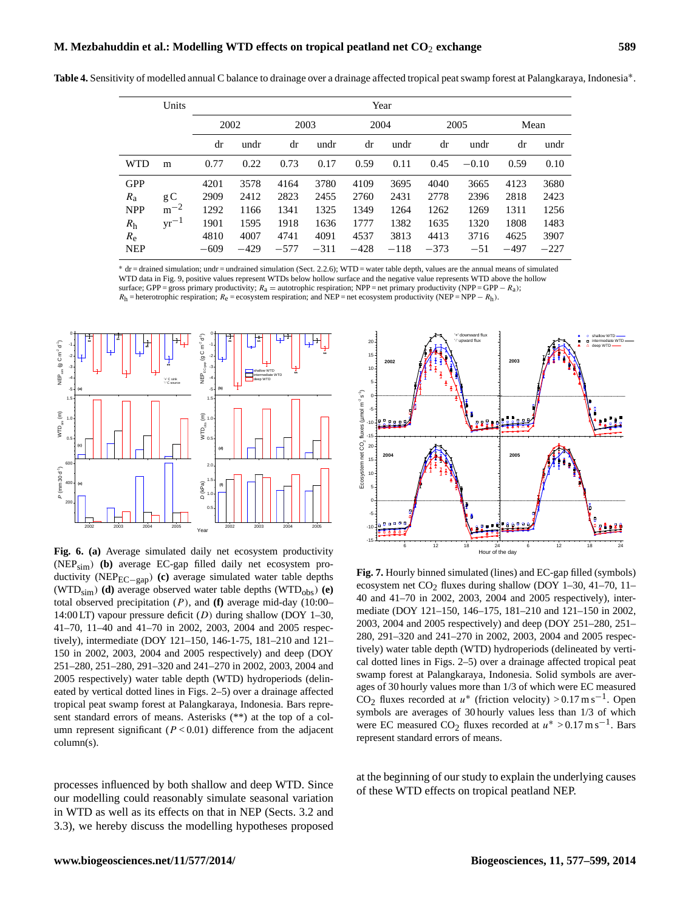**Table 4.** Sensitivity of modelled annual C balance to drainage over a drainage affected tropical peat swamp forest at Palangkaraya, Indonesia*.

| | Units | Year | | | | | | | | | |
|---|---|---|---|---|---|---|---|---|---|---|---|
| | | 2002 | | 2003 | | 2004 | | 2005 | | Mean | |
| | | dr | undr | dr | undr | dr | undr | dr | undr | dr | undr |
| WTD | m | 0.77 | 0.22 | 0.73 | 0.17 | 0.59 | 0.11 | 0.45 | −0.10 | 0.59 | 0.10 |
| GPP | $\mathrm{g\,C\,m^{-2}\,yr^{-1}}$ | 4201 | 3578 | 4164 | 3780 | 4109 | 3695 | 4040 | 3665 | 4123 | 3680 |
| $R_a$ | | 2909 | 2412 | 2823 | 2455 | 2760 | 2431 | 2778 | 2396 | 2818 | 2423 |
| NPP | | 1292 | 1166 | 1341 | 1325 | 1349 | 1264 | 1262 | 1269 | 1311 | 1256 |
| $R_h$ | | 1901 | 1595 | 1918 | 1636 | 1777 | 1382 | 1635 | 1320 | 1808 | 1483 |
| $R_e$ | | 4810 | 4007 | 4741 | 4091 | 4537 | 3813 | 4413 | 3716 | 4625 | 3907 |
| NEP | | −609 | −429 | −577 | −311 | −428 | −118 | −373 | −51 | −497 | −227 |

* dr = drained simulation; undr = undrained simulation (Sect. 2.2.6); WTD = water table depth, values are the annual means of simulated WTD data in Fig. 9, positive values represent WTDs below hollow surface and the negative value represents WTD above the hollow surface; GPP = gross primary productivity; $R_a$ = autotrophic respiration; NPP = net primary productivity (NPP = GPP − $R_a$); $R_h$ = heterotrophic respiration; $R_e$ = ecosystem respiration; and NEP = net ecosystem productivity (NEP = NPP − $R_h$).

**Fig. 6. (a)** Average simulated daily net ecosystem productivity ($NEP_{sim}$) **(b)** average EC-gap filled daily net ecosystem productivity ($NEP_{EC-gap}$) **(c)** average simulated water table depths ($WTD_{sim}$) **(d)** average observed water table depths ($WTD_{obs}$) **(e)** total observed precipitation ($P$), and **(f)** average mid-day (10:00–14:00 LT) vapour pressure deficit ($D$) during shallow (DOY 1–30, 41–70, 11–40 and 41–70 in 2002, 2003, 2004 and 2005 respectively), intermediate (DOY 121–150, 146-1-75, 181–210 and 121–150 in 2002, 2003, 2004 and 2005 respectively) and deep (DOY 251–280, 251–280, 291–320 and 241–270 in 2002, 2003, 2004 and 2005 respectively) water table depth (WTD) hydroperiods (delineated by vertical dotted lines in Figs. 2–5) over a drainage affected tropical peat swamp forest at Palangkaraya, Indonesia. Bars represent standard errors of means. Asterisks (**) at the top of a column represent significant ($P < 0.01$) difference from the adjacent column(s).

**Fig. 7.** Hourly binned simulated (lines) and EC-gap filled (symbols) ecosystem net $CO_2$ fluxes during shallow (DOY 1–30, 41–70, 11–40 and 41–70 in 2002, 2003, 2004 and 2005 respectively), intermediate (DOY 121–150, 146–175, 181–210 and 121–150 in 2002, 2003, 2004 and 2005 respectively) and deep (DOY 251–280, 251–280, 291–320 and 241–270 in 2002, 2003, 2004 and 2005 respectively) water table depth (WTD) hydroperiods (delineated by vertical dotted lines in Figs. 2–5) over a drainage affected tropical peat swamp forest at Palangkaraya, Indonesia. Solid symbols are averages of 30 hourly values more than 1/3 of which were EC measured $CO_2$ fluxes recorded at $u^*$ (friction velocity) $> 0.17\,\mathrm{m\,s^{-1}}$. Open symbols are averages of 30 hourly values less than 1/3 of which were EC measured $CO_2$ fluxes recorded at $u^* > 0.17\,\mathrm{m\,s^{-1}}$. Bars represent standard errors of means.

processes influenced by both shallow and deep WTD. Since our modelling could reasonably simulate seasonal variation in WTD as well as its effects on that in NEP (Sects. 3.2 and 3.3), we hereby discuss the modelling hypotheses proposed at the beginning of our study to explain the underlying causes of these WTD effects on tropical peatland NEP.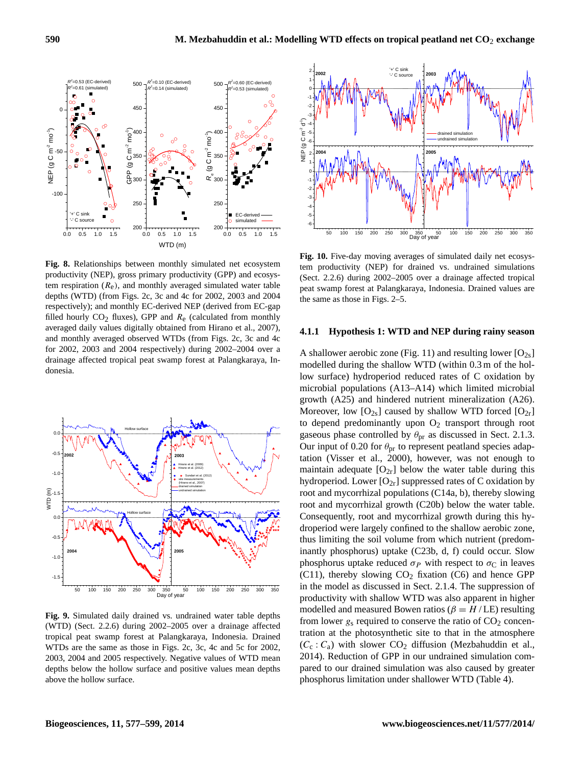**Fig. 8.** Relationships between monthly simulated net ecosystem productivity (NEP), gross primary productivity (GPP) and ecosystem respiration ($R_e$), and monthly averaged simulated water table depths (WTD) (from Figs. 2c, 3c and 4c for 2002, 2003 and 2004 respectively); and monthly EC-derived NEP (derived from EC-gap filled hourly $CO_2$ fluxes), GPP and $R_e$ (calculated from monthly averaged daily values digitally obtained from Hirano et al., 2007), and monthly averaged observed WTDs (from Figs. 2c, 3c and 4c for 2002, 2003 and 2004 respectively) during 2002–2004 over a drainage affected tropical peat swamp forest at Palangkaraya, Indonesia.

**Fig. 9.** Simulated daily drained vs. undrained water table depths (WTD) (Sect. 2.2.6) during 2002–2005 over a drainage affected tropical peat swamp forest at Palangkaraya, Indonesia. Drained WTDs are the same as those in Figs. 2c, 3c, 4c and 5c for 2002, 2003, 2004 and 2005 respectively. Negative values of WTD mean depths below the hollow surface and positive values mean depths above the hollow surface.

**Fig. 10.** Five-day moving averages of simulated daily net ecosystem productivity (NEP) for drained vs. undrained simulations (Sect. 2.2.6) during 2002–2005 over a drainage affected tropical peat swamp forest at Palangkaraya, Indonesia. Drained values are the same as those in Figs. 2–5.

#### 4.1.1 Hypothesis 1: WTD and NEP during rainy season

A shallower aerobic zone (Fig. 11) and resulting lower [$O_{2s}$] modelled during the shallow WTD (within 0.3 m of the hollow surface) hydroperiod reduced rates of C oxidation by microbial populations (A13–A14) which limited microbial growth (A25) and hindered nutrient mineralization (A26). Moreover, low [$O_{2s}$] caused by shallow WTD forced [$O_{2r}$] to depend predominantly upon $O_2$ transport through root gaseous phase controlled by $\theta_{pr}$ as discussed in Sect. 2.1.3. Our input of 0.20 for $\theta_{pr}$ to represent peatland species adaptation (Visser et al., 2000), however, was not enough to maintain adequate [$O_{2r}$] below the water table during this hydroperiod. Lower [$O_{2r}$] suppressed rates of C oxidation by root and mycorrhizal populations (C14a, b), thereby slowing root and mycorrhizal growth (C20b) below the water table. Consequently, root and mycorrhizal growth during this hydroperiod were largely confined to the shallow aerobic zone, thus limiting the soil volume from which nutrient (predominantly phosphorus) uptake (C23b, d, f) could occur. Slow phosphorus uptake reduced $\sigma_P$ with respect to $\sigma_C$ in leaves (C11), thereby slowing $CO_2$ fixation (C6) and hence GPP in the model as discussed in Sect. 2.1.4. The suppression of productivity with shallow WTD was also apparent in higher modelled and measured Bowen ratios ($\beta = H/\mathrm{LE}$) resulting from lower $g_s$ required to conserve the ratio of $CO_2$ concentration at the photosynthetic site to that in the atmosphere ($C_c : C_a$) with slower $CO_2$ diffusion (Mezbahuddin et al., 2014). Reduction of GPP in our undrained simulation compared to our drained simulation was also caused by greater phosphorus limitation under shallower WTD (Table 4).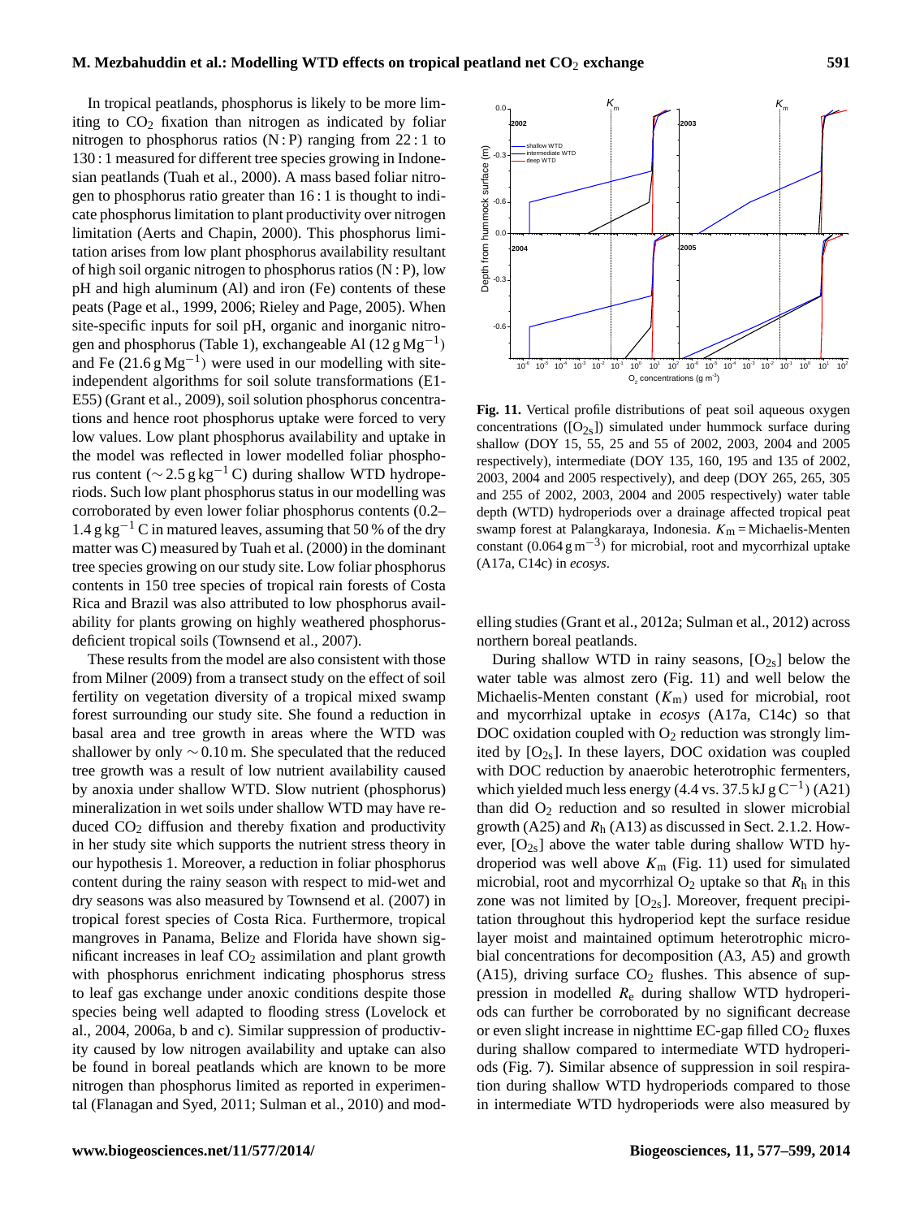In tropical peatlands, phosphorus is likely to be more limiting to $CO_2$ fixation than nitrogen as indicated by foliar nitrogen to phosphorus ratios (N : P) ranging from 22 : 1 to 130 : 1 measured for different tree species growing in Indonesian peatlands (Tuah et al., 2000). A mass based foliar nitrogen to phosphorus ratio greater than 16 : 1 is thought to indicate phosphorus limitation to plant productivity over nitrogen limitation (Aerts and Chapin, 2000). This phosphorus limitation arises from low plant phosphorus availability resultant of high soil organic nitrogen to phosphorus ratios (N : P), low pH and high aluminum (Al) and iron (Fe) contents of these peats (Page et al., 1999, 2006; Rieley and Page, 2005). When site-specific inputs for soil pH, organic and inorganic nitrogen and phosphorus (Table 1), exchangeable Al (12 g $Mg^{-1}$) and Fe (21.6 g $Mg^{-1}$) were used in our modelling with site-independent algorithms for soil solute transformations (E1-E55) (Grant et al., 2009), soil solution phosphorus concentrations and hence root phosphorus uptake were forced to very low values. Low plant phosphorus availability and uptake in the model was reflected in lower modelled foliar phosphorus content ($\sim$ 2.5 g $kg^{-1}$ C) during shallow WTD hydroperiods. Such low plant phosphorus status in our modelling was corroborated by even lower foliar phosphorus contents (0.2–1.4 g $kg^{-1}$ C in matured leaves, assuming that 50 % of the dry matter was C) measured by Tuah et al. (2000) in the dominant tree species growing on our study site. Low foliar phosphorus contents in 150 tree species of tropical rain forests of Costa Rica and Brazil was also attributed to low phosphorus availability for plants growing on highly weathered phosphorus-deficient tropical soils (Townsend et al., 2007).

These results from the model are also consistent with those from Milner (2009) from a transect study on the effect of soil fertility on vegetation diversity of a tropical mixed swamp forest surrounding our study site. She found a reduction in basal area and tree growth in areas where the WTD was shallower by only $\sim$ 0.10 m. She speculated that the reduced tree growth was a result of low nutrient availability caused by anoxia under shallow WTD. Slow nutrient (phosphorus) mineralization in wet soils under shallow WTD may have reduced $CO_2$ diffusion and thereby fixation and productivity in her study site which supports the nutrient stress theory in our hypothesis 1. Moreover, a reduction in foliar phosphorus content during the rainy season with respect to mid-wet and dry seasons was also measured by Townsend et al. (2007) in tropical forest species of Costa Rica. Furthermore, tropical mangroves in Panama, Belize and Florida have shown significant increases in leaf $CO_2$ assimilation and plant growth with phosphorus enrichment indicating phosphorus stress to leaf gas exchange under anoxic conditions despite those species being well adapted to flooding stress (Lovelock et al., 2004, 2006a, b and c). Similar suppression of productivity caused by low nitrogen availability and uptake can also be found in boreal peatlands which are known to be more nitrogen than phosphorus limited as reported in experimental (Flanagan and Syed, 2011; Sulman et al., 2010) and modelling studies (Grant et al., 2012a; Sulman et al., 2012) across northern boreal peatlands.

**Fig. 11.** Vertical profile distributions of peat soil aqueous oxygen concentrations ($[O_{2s}]$) simulated under hummock surface during shallow (DOY 15, 55, 25 and 55 of 2002, 2003, 2004 and 2005 respectively), intermediate (DOY 135, 160, 195 and 135 of 2002, 2003, 2004 and 2005 respectively), and deep (DOY 265, 265, 305 and 255 of 2002, 2003, 2004 and 2005 respectively) water table depth (WTD) hydroperiods over a drainage affected tropical peat swamp forest at Palangkaraya, Indonesia. $K_m$ = Michaelis-Menten constant (0.064 g $m^{-3}$) for microbial, root and mycorrhizal uptake (A17a, C14c) in *ecosys*.

During shallow WTD in rainy seasons, $[O_{2s}]$ below the water table was almost zero (Fig. 11) and well below the Michaelis-Menten constant ($K_m$) used for microbial, root and mycorrhizal uptake in *ecosys* (A17a, C14c) so that DOC oxidation coupled with $O_2$ reduction was strongly limited by $[O_{2s}]$. In these layers, DOC oxidation was coupled with DOC reduction by anaerobic heterotrophic fermenters, which yielded much less energy (4.4 vs. 37.5 kJ g $C^{-1}$) (A21) than did $O_2$ reduction and so resulted in slower microbial growth (A25) and $R_h$ (A13) as discussed in Sect. 2.1.2. However, $[O_{2s}]$ above the water table during shallow WTD hydroperiod was well above $K_m$ (Fig. 11) used for simulated microbial, root and mycorrhizal $O_2$ uptake so that $R_h$ in this zone was not limited by $[O_{2s}]$. Moreover, frequent precipitation throughout this hydroperiod kept the surface residue layer moist and maintained optimum heterotrophic microbial concentrations for decomposition (A3, A5) and growth (A15), driving surface $CO_2$ flushes. This absence of suppression in modelled $R_e$ during shallow WTD hydroperiods can further be corroborated by no significant decrease or even slight increase in nighttime EC-gap filled $CO_2$ fluxes during shallow compared to intermediate WTD hydroperiods (Fig. 7). Similar absence of suppression in soil respiration during shallow WTD hydroperiods compared to those in intermediate WTD hydroperiods were also measured by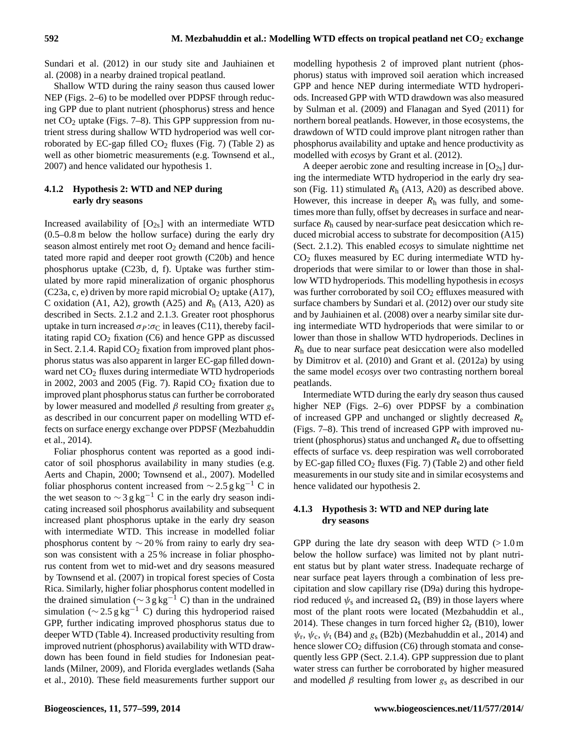Sundari et al. (2012) in our study site and Jauhiainen et al. (2008) in a nearby drained tropical peatland.

Shallow WTD during the rainy season thus caused lower NEP (Figs. 2–6) to be modelled over PDPSF through reducing GPP due to plant nutrient (phosphorus) stress and hence net $CO_2$ uptake (Figs. 7–8). This GPP suppression from nutrient stress during shallow WTD hydroperiod was well corroborated by EC-gap filled $CO_2$ fluxes (Fig. 7) (Table 2) as well as other biometric measurements (e.g. Townsend et al., 2007) and hence validated our hypothesis 1.

#### 4.1.2 Hypothesis 2: WTD and NEP during early dry seasons

Increased availability of $[O_{2s}]$ with an intermediate WTD (0.5–0.8 m below the hollow surface) during the early dry season almost entirely met root $O_2$ demand and hence facilitated more rapid and deeper root growth (C20b) and hence phosphorus uptake (C23b, d, f). Uptake was further stimulated by more rapid mineralization of organic phosphorus (C23a, c, e) driven by more rapid microbial $O_2$ uptake (A17), C oxidation (A1, A2), growth (A25) and $R_h$ (A13, A20) as described in Sects. 2.1.2 and 2.1.3. Greater root phosphorus uptake in turn increased $\sigma_P$:$\sigma_C$ in leaves (C11), thereby facilitating rapid $CO_2$ fixation (C6) and hence GPP as discussed in Sect. 2.1.4. Rapid $CO_2$ fixation from improved plant phosphorus status was also apparent in larger EC-gap filled downward net $CO_2$ fluxes during intermediate WTD hydroperiods in 2002, 2003 and 2005 (Fig. 7). Rapid $CO_2$ fixation due to improved plant phosphorus status can further be corroborated by lower measured and modelled $\beta$ resulting from greater $g_s$ as described in our concurrent paper on modelling WTD effects on surface energy exchange over PDPSF (Mezbahuddin et al., 2014).

Foliar phosphorus content was reported as a good indicator of soil phosphorus availability in many studies (e.g. Aerts and Chapin, 2000; Townsend et al., 2007). Modelled foliar phosphorus content increased from $\sim 2.5\,\text{g kg}^{-1}$ C in the wet season to $\sim 3\,\text{g kg}^{-1}$ C in the early dry season indicating increased soil phosphorus availability and subsequent increased plant phosphorus uptake in the early dry season with intermediate WTD. This increase in modelled foliar phosphorus content by $\sim 20\,\%$ from rainy to early dry season was consistent with a 25 % increase in foliar phosphorus content from wet to mid-wet and dry seasons measured by Townsend et al. (2007) in tropical forest species of Costa Rica. Similarly, higher foliar phosphorus content modelled in the drained simulation ($\sim 3\,\text{g kg}^{-1}$ C) than in the undrained simulation ($\sim 2.5\,\text{g kg}^{-1}$ C) during this hydroperiod raised GPP, further indicating improved phosphorus status due to deeper WTD (Table 4). Increased productivity resulting from improved nutrient (phosphorus) availability with WTD drawdown has been found in field studies for Indonesian peatlands (Milner, 2009), and Florida everglades wetlands (Saha et al., 2010). These field measurements further support our modelling hypothesis 2 of improved plant nutrient (phosphorus) status with improved soil aeration which increased GPP and hence NEP during intermediate WTD hydroperiods. Increased GPP with WTD drawdown was also measured by Sulman et al. (2009) and Flanagan and Syed (2011) for northern boreal peatlands. However, in those ecosystems, the drawdown of WTD could improve plant nitrogen rather than phosphorus availability and uptake and hence productivity as modelled with *ecosys* by Grant et al. (2012).

A deeper aerobic zone and resulting increase in $[O_{2s}]$ during the intermediate WTD hydroperiod in the early dry season (Fig. 11) stimulated $R_h$ (A13, A20) as described above. However, this increase in deeper $R_h$ was fully, and sometimes more than fully, offset by decreases in surface and near-surface $R_h$ caused by near-surface peat desiccation which reduced microbial access to substrate for decomposition (A15) (Sect. 2.1.2). This enabled *ecosys* to simulate nighttime net $CO_2$ fluxes measured by EC during intermediate WTD hydroperiods that were similar to or lower than those in shallow WTD hydroperiods. This modelling hypothesis in *ecosys* was further corroborated by soil $CO_2$ effluxes measured with surface chambers by Sundari et al. (2012) over our study site and by Jauhiainen et al. (2008) over a nearby similar site during intermediate WTD hydroperiods that were similar to or lower than those in shallow WTD hydroperiods. Declines in $R_h$ due to near surface peat desiccation were also modelled by Dimitrov et al. (2010) and Grant et al. (2012a) by using the same model *ecosys* over two contrasting northern boreal peatlands.

Intermediate WTD during the early dry season thus caused higher NEP (Figs. 2–6) over PDPSF by a combination of increased GPP and unchanged or slightly decreased $R_e$ (Figs. 7–8). This trend of increased GPP with improved nutrient (phosphorus) status and unchanged $R_e$ due to offsetting effects of surface vs. deep respiration was well corroborated by EC-gap filled $CO_2$ fluxes (Fig. 7) (Table 2) and other field measurements in our study site and in similar ecosystems and hence validated our hypothesis 2.

#### 4.1.3 Hypothesis 3: WTD and NEP during late dry seasons

GPP during the late dry season with deep WTD (> 1.0 m below the hollow surface) was limited not by plant nutrient status but by plant water stress. Inadequate recharge of near surface peat layers through a combination of less precipitation and slow capillary rise (D9a) during this hydroperiod reduced $\psi_s$ and increased $\Omega_s$ (B9) in those layers where most of the plant roots were located (Mezbahuddin et al., 2014). These changes in turn forced higher $\Omega_r$ (B10), lower $\psi_r$, $\psi_c$, $\psi_t$ (B4) and $g_s$ (B2b) (Mezbahuddin et al., 2014) and hence slower $CO_2$ diffusion (C6) through stomata and consequently less GPP (Sect. 2.1.4). GPP suppression due to plant water stress can further be corroborated by higher measured and modelled $\beta$ resulting from lower $g_s$ as described in our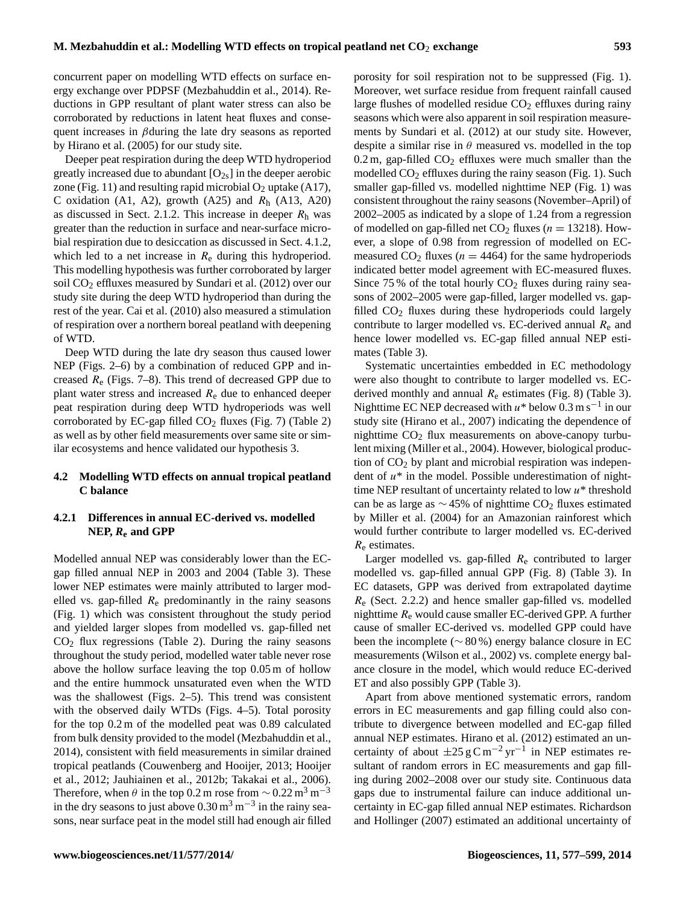concurrent paper on modelling WTD effects on surface energy exchange over PDPSF (Mezbahuddin et al., 2014). Reductions in GPP resultant of plant water stress can also be corroborated by reductions in latent heat fluxes and consequent increases in $\beta$during the late dry seasons as reported by Hirano et al. (2005) for our study site.

Deeper peat respiration during the deep WTD hydroperiod greatly increased due to abundant $[O_{2s}]$ in the deeper aerobic zone (Fig. 11) and resulting rapid microbial $O_2$ uptake (A17), C oxidation (A1, A2), growth (A25) and $R_h$ (A13, A20) as discussed in Sect. 2.1.2. This increase in deeper $R_h$ was greater than the reduction in surface and near-surface microbial respiration due to desiccation as discussed in Sect. 4.1.2, which led to a net increase in $R_e$ during this hydroperiod. This modelling hypothesis was further corroborated by larger soil $CO_2$ effluxes measured by Sundari et al. (2012) over our study site during the deep WTD hydroperiod than during the rest of the year. Cai et al. (2010) also measured a stimulation of respiration over a northern boreal peatland with deepening of WTD.

Deep WTD during the late dry season thus caused lower NEP (Figs. 2–6) by a combination of reduced GPP and increased $R_e$ (Figs. 7–8). This trend of decreased GPP due to plant water stress and increased $R_e$ due to enhanced deeper peat respiration during deep WTD hydroperiods was well corroborated by EC-gap filled $CO_2$ fluxes (Fig. 7) (Table 2) as well as by other field measurements over same site or similar ecosystems and hence validated our hypothesis 3.

## 4.2 Modelling WTD effects on annual tropical peatland C balance

### 4.2.1 Differences in annual EC-derived vs. modelled NEP, $R_e$ and GPP

Modelled annual NEP was considerably lower than the EC-gap filled annual NEP in 2003 and 2004 (Table 3). These lower NEP estimates were mainly attributed to larger modelled vs. gap-filled $R_e$ predominantly in the rainy seasons (Fig. 1) which was consistent throughout the study period and yielded larger slopes from modelled vs. gap-filled net $CO_2$ flux regressions (Table 2). During the rainy seasons throughout the study period, modelled water table never rose above the hollow surface leaving the top 0.05 m of hollow and the entire hummock unsaturated even when the WTD was the shallowest (Figs. 2–5). This trend was consistent with the observed daily WTDs (Figs. 4–5). Total porosity for the top 0.2 m of the modelled peat was 0.89 calculated from bulk density provided to the model (Mezbahuddin et al., 2014), consistent with field measurements in similar drained tropical peatlands (Couwenberg and Hooijer, 2013; Hooijer et al., 2012; Jauhiainen et al., 2012b; Takakai et al., 2006). Therefore, when $\theta$ in the top 0.2 m rose from $\sim 0.22\,m^3\,m^{-3}$ in the dry seasons to just above $0.30\,m^3\,m^{-3}$ in the rainy seasons, near surface peat in the model still had enough air filled porosity for soil respiration not to be suppressed (Fig. 1). Moreover, wet surface residue from frequent rainfall caused large flushes of modelled residue $CO_2$ effluxes during rainy seasons which were also apparent in soil respiration measurements by Sundari et al. (2012) at our study site. However, despite a similar rise in $\theta$ measured vs. modelled in the top 0.2 m, gap-filled $CO_2$ effluxes were much smaller than the modelled $CO_2$ effluxes during the rainy season (Fig. 1). Such smaller gap-filled vs. modelled nighttime NEP (Fig. 1) was consistent throughout the rainy seasons (November–April) of 2002–2005 as indicated by a slope of 1.24 from a regression of modelled on gap-filled net $CO_2$ fluxes ($n = 13218$). However, a slope of 0.98 from regression of modelled on EC-measured $CO_2$ fluxes ($n = 4464$) for the same hydroperiods indicated better model agreement with EC-measured fluxes. Since 75 % of the total hourly $CO_2$ fluxes during rainy seasons of 2002–2005 were gap-filled, larger modelled vs. gap-filled $CO_2$ fluxes during these hydroperiods could largely contribute to larger modelled vs. EC-derived annual $R_e$ and hence lower modelled vs. EC-gap filled annual NEP estimates (Table 3).

Systematic uncertainties embedded in EC methodology were also thought to contribute to larger modelled vs. EC-derived monthly and annual $R_e$ estimates (Fig. 8) (Table 3). Nighttime EC NEP decreased with $u*$ below $0.3\,m\,s^{-1}$ in our study site (Hirano et al., 2007) indicating the dependence of nighttime $CO_2$ flux measurements on above-canopy turbulent mixing (Miller et al., 2004). However, biological production of $CO_2$ by plant and microbial respiration was independent of $u*$ in the model. Possible underestimation of nighttime NEP resultant of uncertainty related to low $u*$ threshold can be as large as $\sim 45\%$ of nighttime $CO_2$ fluxes estimated by Miller et al. (2004) for an Amazonian rainforest which would further contribute to larger modelled vs. EC-derived $R_e$ estimates.

Larger modelled vs. gap-filled $R_e$ contributed to larger modelled vs. gap-filled annual GPP (Fig. 8) (Table 3). In EC datasets, GPP was derived from extrapolated daytime $R_e$ (Sect. 2.2.2) and hence smaller gap-filled vs. modelled nighttime $R_e$ would cause smaller EC-derived GPP. A further cause of smaller EC-derived vs. modelled GPP could have been the incomplete ($\sim 80\%$) energy balance closure in EC measurements (Wilson et al., 2002) vs. complete energy balance closure in the model, which would reduce EC-derived ET and also possibly GPP (Table 3).

Apart from above mentioned systematic errors, random errors in EC measurements and gap filling could also contribute to divergence between modelled and EC-gap filled annual NEP estimates. Hirano et al. (2012) estimated an uncertainty of about $\pm 25\,g\,C\,m^{-2}\,yr^{-1}$ in NEP estimates resultant of random errors in EC measurements and gap filling during 2002–2008 over our study site. Continuous data gaps due to instrumental failure can induce additional uncertainty in EC-gap filled annual NEP estimates. Richardson and Hollinger (2007) estimated an additional uncertainty of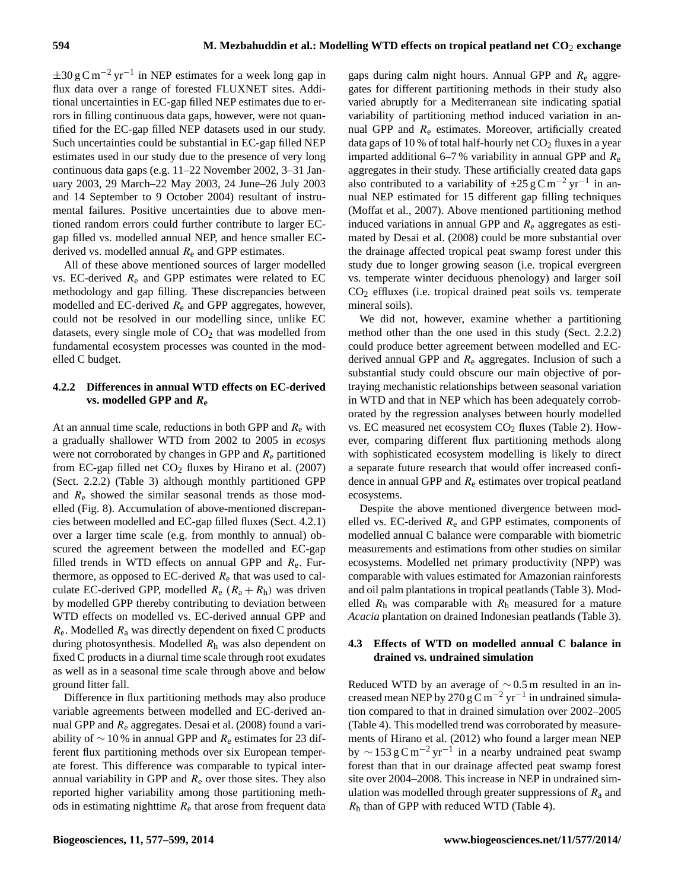$\pm 30\,\mathrm{g\,C\,m^{-2}\,yr^{-1}}$ in NEP estimates for a week long gap in flux data over a range of forested FLUXNET sites. Additional uncertainties in EC-gap filled NEP estimates due to errors in filling continuous data gaps, however, were not quantified for the EC-gap filled NEP datasets used in our study. Such uncertainties could be substantial in EC-gap filled NEP estimates used in our study due to the presence of very long continuous data gaps (e.g. 11–22 November 2002, 3–31 January 2003, 29 March–22 May 2003, 24 June–26 July 2003 and 14 September to 9 October 2004) resultant of instrumental failures. Positive uncertainties due to above mentioned random errors could further contribute to larger EC-gap filled vs. modelled annual NEP, and hence smaller EC-derived vs. modelled annual $R_e$ and GPP estimates.

All of these above mentioned sources of larger modelled vs. EC-derived $R_e$ and GPP estimates were related to EC methodology and gap filling. These discrepancies between modelled and EC-derived $R_e$ and GPP aggregates, however, could not be resolved in our modelling since, unlike EC datasets, every single mole of $CO_2$ that was modelled from fundamental ecosystem processes was counted in the modelled C budget.

#### 4.2.2 Differences in annual WTD effects on EC-derived vs. modelled GPP and $R_e$

At an annual time scale, reductions in both GPP and $R_e$ with a gradually shallower WTD from 2002 to 2005 in *ecosys* were not corroborated by changes in GPP and $R_e$ partitioned from EC-gap filled net $CO_2$ fluxes by Hirano et al. (2007) (Sect. 2.2.2) (Table 3) although monthly partitioned GPP and $R_e$ showed the similar seasonal trends as those modelled (Fig. 8). Accumulation of above-mentioned discrepancies between modelled and EC-gap filled fluxes (Sect. 4.2.1) over a larger time scale (e.g. from monthly to annual) obscured the agreement between the modelled and EC-gap filled trends in WTD effects on annual GPP and $R_e$. Furthermore, as opposed to EC-derived $R_e$ that was used to calculate EC-derived GPP, modelled $R_e$ ($R_a + R_h$) was driven by modelled GPP thereby contributing to deviation between WTD effects on modelled vs. EC-derived annual GPP and $R_e$. Modelled $R_a$ was directly dependent on fixed C products during photosynthesis. Modelled $R_h$ was also dependent on fixed C products in a diurnal time scale through root exudates as well as in a seasonal time scale through above and below ground litter fall.

Difference in flux partitioning methods may also produce variable agreements between modelled and EC-derived annual GPP and $R_e$ aggregates. Desai et al. (2008) found a variability of $\sim 10\,\%$ in annual GPP and $R_e$ estimates for 23 different flux partitioning methods over six European temperate forest. This difference was comparable to typical inter-annual variability in GPP and $R_e$ over those sites. They also reported higher variability among those partitioning methods in estimating nighttime $R_e$ that arose from frequent data gaps during calm night hours. Annual GPP and $R_e$ aggregates for different partitioning methods in their study also varied abruptly for a Mediterranean site indicating spatial variability of partitioning method induced variation in annual GPP and $R_e$ estimates. Moreover, artificially created data gaps of 10 % of total half-hourly net $CO_2$ fluxes in a year imparted additional 6–7 % variability in annual GPP and $R_e$ aggregates in their study. These artificially created data gaps also contributed to a variability of $\pm 25\,\mathrm{g\,C\,m^{-2}\,yr^{-1}}$ in annual NEP estimated for 15 different gap filling techniques (Moffat et al., 2007). Above mentioned partitioning method induced variations in annual GPP and $R_e$ aggregates as estimated by Desai et al. (2008) could be more substantial over the drainage affected tropical peat swamp forest under this study due to longer growing season (i.e. tropical evergreen vs. temperate winter deciduous phenology) and larger soil $CO_2$ effluxes (i.e. tropical drained peat soils vs. temperate mineral soils).

We did not, however, examine whether a partitioning method other than the one used in this study (Sect. 2.2.2) could produce better agreement between modelled and EC-derived annual GPP and $R_e$ aggregates. Inclusion of such a substantial study could obscure our main objective of portraying mechanistic relationships between seasonal variation in WTD and that in NEP which has been adequately corroborated by the regression analyses between hourly modelled vs. EC measured net ecosystem $CO_2$ fluxes (Table 2). However, comparing different flux partitioning methods along with sophisticated ecosystem modelling is likely to direct a separate future research that would offer increased confidence in annual GPP and $R_e$ estimates over tropical peatland ecosystems.

Despite the above mentioned divergence between modelled vs. EC-derived $R_e$ and GPP estimates, components of modelled annual C balance were comparable with biometric measurements and estimations from other studies on similar ecosystems. Modelled net primary productivity (NPP) was comparable with values estimated for Amazonian rainforests and oil palm plantations in tropical peatlands (Table 3). Modelled $R_h$ was comparable with $R_h$ measured for a mature *Acacia* plantation on drained Indonesian peatlands (Table 3).

### 4.3 Effects of WTD on modelled annual C balance in drained vs. undrained simulation

Reduced WTD by an average of $\sim 0.5\,\mathrm{m}$ resulted in an increased mean NEP by $270\,\mathrm{g\,C\,m^{-2}\,yr^{-1}}$ in undrained simulation compared to that in drained simulation over 2002–2005 (Table 4). This modelled trend was corroborated by measurements of Hirano et al. (2012) who found a larger mean NEP by $\sim 153\,\mathrm{g\,C\,m^{-2}\,yr^{-1}}$ in a nearby undrained peat swamp forest than that in our drainage affected peat swamp forest site over 2004–2008. This increase in NEP in undrained simulation was modelled through greater suppressions of $R_a$ and $R_h$ than of GPP with reduced WTD (Table 4).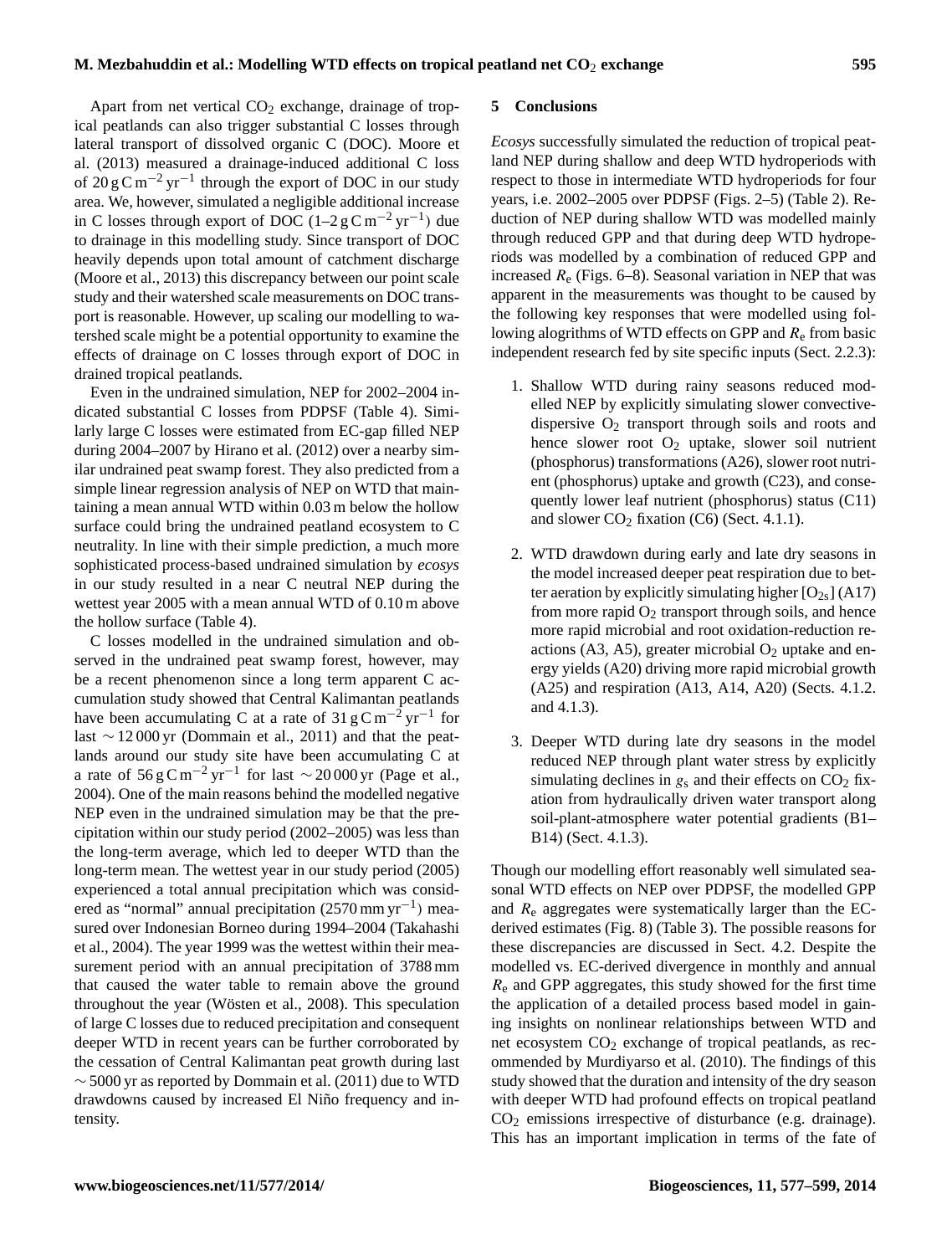Apart from net vertical $CO_2$ exchange, drainage of tropical peatlands can also trigger substantial C losses through lateral transport of dissolved organic C (DOC). Moore et al. (2013) measured a drainage-induced additional C loss of $20\,g\,C\,m^{-2}\,yr^{-1}$ through the export of DOC in our study area. We, however, simulated a negligible additional increase in C losses through export of DOC ($1$–$2\,g\,C\,m^{-2}\,yr^{-1}$) due to drainage in this modelling study. Since transport of DOC heavily depends upon total amount of catchment discharge (Moore et al., 2013) this discrepancy between our point scale study and their watershed scale measurements on DOC transport is reasonable. However, up scaling our modelling to watershed scale might be a potential opportunity to examine the effects of drainage on C losses through export of DOC in drained tropical peatlands.

Even in the undrained simulation, NEP for 2002–2004 indicated substantial C losses from PDPSF (Table 4). Similarly large C losses were estimated from EC-gap filled NEP during 2004–2007 by Hirano et al. (2012) over a nearby similar undrained peat swamp forest. They also predicted from a simple linear regression analysis of NEP on WTD that maintaining a mean annual WTD within 0.03 m below the hollow surface could bring the undrained peatland ecosystem to C neutrality. In line with their simple prediction, a much more sophisticated process-based undrained simulation by *ecosys* in our study resulted in a near C neutral NEP during the wettest year 2005 with a mean annual WTD of 0.10 m above the hollow surface (Table 4).

C losses modelled in the undrained simulation and observed in the undrained peat swamp forest, however, may be a recent phenomenon since a long term apparent C accumulation study showed that Central Kalimantan peatlands have been accumulating C at a rate of $31\,g\,C\,m^{-2}\,yr^{-1}$ for last $\sim 12\,000$ yr (Dommain et al., 2011) and that the peatlands around our study site have been accumulating C at a rate of $56\,g\,C\,m^{-2}\,yr^{-1}$ for last $\sim 20\,000$ yr (Page et al., 2004). One of the main reasons behind the modelled negative NEP even in the undrained simulation may be that the precipitation within our study period (2002–2005) was less than the long-term average, which led to deeper WTD than the long-term mean. The wettest year in our study period (2005) experienced a total annual precipitation which was considered as "normal" annual precipitation ($2570\,mm\,yr^{-1}$) measured over Indonesian Borneo during 1994–2004 (Takahashi et al., 2004). The year 1999 was the wettest within their measurement period with an annual precipitation of 3788 mm that caused the water table to remain above the ground throughout the year (Wösten et al., 2008). This speculation of large C losses due to reduced precipitation and consequent deeper WTD in recent years can be further corroborated by the cessation of Central Kalimantan peat growth during last $\sim 5000$ yr as reported by Dommain et al. (2011) due to WTD drawdowns caused by increased El Niño frequency and intensity.

## 5 Conclusions

*Ecosys* successfully simulated the reduction of tropical peatland NEP during shallow and deep WTD hydroperiods with respect to those in intermediate WTD hydroperiods for four years, i.e. 2002–2005 over PDPSF (Figs. 2–5) (Table 2). Reduction of NEP during shallow WTD was modelled mainly through reduced GPP and that during deep WTD hydroperiods was modelled by a combination of reduced GPP and increased $R_e$ (Figs. 6–8). Seasonal variation in NEP that was apparent in the measurements was thought to be caused by the following key responses that were modelled using following alogrithms of WTD effects on GPP and $R_e$ from basic independent research fed by site specific inputs (Sect. 2.2.3):

1. Shallow WTD during rainy seasons reduced modelled NEP by explicitly simulating slower convective-dispersive $O_2$ transport through soils and roots and hence slower root $O_2$ uptake, slower soil nutrient (phosphorus) transformations (A26), slower root nutrient (phosphorus) uptake and growth (C23), and consequently lower leaf nutrient (phosphorus) status (C11) and slower $CO_2$ fixation (C6) (Sect. 4.1.1).

2. WTD drawdown during early and late dry seasons in the model increased deeper peat respiration due to better aeration by explicitly simulating higher $[O_{2s}]$ (A17) from more rapid $O_2$ transport through soils, and hence more rapid microbial and root oxidation-reduction reactions (A3, A5), greater microbial $O_2$ uptake and energy yields (A20) driving more rapid microbial growth (A25) and respiration (A13, A14, A20) (Sects. 4.1.2. and 4.1.3).

3. Deeper WTD during late dry seasons in the model reduced NEP through plant water stress by explicitly simulating declines in $g_s$ and their effects on $CO_2$ fixation from hydraulically driven water transport along soil-plant-atmosphere water potential gradients (B1–B14) (Sect. 4.1.3).

Though our modelling effort reasonably well simulated seasonal WTD effects on NEP over PDPSF, the modelled GPP and $R_e$ aggregates were systematically larger than the EC-derived estimates (Fig. 8) (Table 3). The possible reasons for these discrepancies are discussed in Sect. 4.2. Despite the modelled vs. EC-derived divergence in monthly and annual $R_e$ and GPP aggregates, this study showed for the first time the application of a detailed process based model in gaining insights on nonlinear relationships between WTD and net ecosystem $CO_2$ exchange of tropical peatlands, as recommended by Murdiyarso et al. (2010). The findings of this study showed that the duration and intensity of the dry season with deeper WTD had profound effects on tropical peatland $CO_2$ emissions irrespective of disturbance (e.g. drainage). This has an important implication in terms of the fate of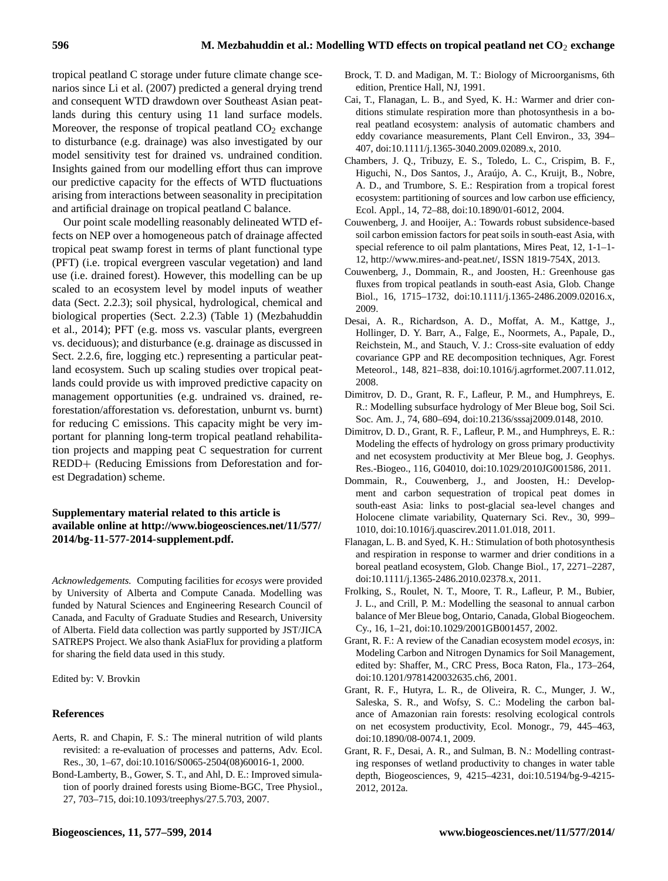tropical peatland C storage under future climate change scenarios since Li et al. (2007) predicted a general drying trend and consequent WTD drawdown over Southeast Asian peatlands during this century using 11 land surface models. Moreover, the response of tropical peatland $CO_2$ exchange to disturbance (e.g. drainage) was also investigated by our model sensitivity test for drained vs. undrained condition. Insights gained from our modelling effort thus can improve our predictive capacity for the effects of WTD fluctuations arising from interactions between seasonality in precipitation and artificial drainage on tropical peatland C balance.

Our point scale modelling reasonably delineated WTD effects on NEP over a homogeneous patch of drainage affected tropical peat swamp forest in terms of plant functional type (PFT) (i.e. tropical evergreen vascular vegetation) and land use (i.e. drained forest). However, this modelling can be up scaled to an ecosystem level by model inputs of weather data (Sect. 2.2.3); soil physical, hydrological, chemical and biological properties (Sect. 2.2.3) (Table 1) (Mezbahuddin et al., 2014); PFT (e.g. moss vs. vascular plants, evergreen vs. deciduous); and disturbance (e.g. drainage as discussed in Sect. 2.2.6, fire, logging etc.) representing a particular peatland ecosystem. Such up scaling studies over tropical peatlands could provide us with improved predictive capacity on management opportunities (e.g. undrained vs. drained, reforestation/afforestation vs. deforestation, unburnt vs. burnt) for reducing C emissions. This capacity might be very important for planning long-term tropical peatland rehabilitation projects and mapping peat C sequestration for current REDD+ (Reducing Emissions from Deforestation and forest Degradation) scheme.

**Supplementary material related to this article is available online at http://www.biogeosciences.net/11/577/2014/bg-11-577-2014-supplement.pdf.**

*Acknowledgements.* Computing facilities for *ecosys* were provided by University of Alberta and Compute Canada. Modelling was funded by Natural Sciences and Engineering Research Council of Canada, and Faculty of Graduate Studies and Research, University of Alberta. Field data collection was partly supported by JST/JICA SATREPS Project. We also thank AsiaFlux for providing a platform for sharing the field data used in this study.

Edited by: V. Brovkin

## References

Aerts, R. and Chapin, F. S.: The mineral nutrition of wild plants revisited: a re-evaluation of processes and patterns, Adv. Ecol. Res., 30, 1–67, doi:10.1016/S0065-2504(08)60016-1, 2000.

Bond-Lamberty, B., Gower, S. T., and Ahl, D. E.: Improved simulation of poorly drained forests using Biome-BGC, Tree Physiol., 27, 703–715, doi:10.1093/treephys/27.5.703, 2007.

Brock, T. D. and Madigan, M. T.: Biology of Microorganisms, 6th edition, Prentice Hall, NJ, 1991.

Cai, T., Flanagan, L. B., and Syed, K. H.: Warmer and drier conditions stimulate respiration more than photosynthesis in a boreal peatland ecosystem: analysis of automatic chambers and eddy covariance measurements, Plant Cell Environ., 33, 394–407, doi:10.1111/j.1365-3040.2009.02089.x, 2010.

Chambers, J. Q., Tribuzy, E. S., Toledo, L. C., Crispim, B. F., Higuchi, N., Dos Santos, J., Araújo, A. C., Kruijt, B., Nobre, A. D., and Trumbore, S. E.: Respiration from a tropical forest ecosystem: partitioning of sources and low carbon use efficiency, Ecol. Appl., 14, 72–88, doi:10.1890/01-6012, 2004.

Couwenberg, J. and Hooijer, A.: Towards robust subsidence-based soil carbon emission factors for peat soils in south-east Asia, with special reference to oil palm plantations, Mires Peat, 12, 1-1–1-12, http://www.mires-and-peat.net/, ISSN 1819-754X, 2013.

Couwenberg, J., Dommain, R., and Joosten, H.: Greenhouse gas fluxes from tropical peatlands in south-east Asia, Glob. Change Biol., 16, 1715–1732, doi:10.1111/j.1365-2486.2009.02016.x, 2009.

Desai, A. R., Richardson, A. D., Moffat, A. M., Kattge, J., Hollinger, D. Y. Barr, A., Falge, E., Noormets, A., Papale, D., Reichstein, M., and Stauch, V. J.: Cross-site evaluation of eddy covariance GPP and RE decomposition techniques, Agr. Forest Meteorol., 148, 821–838, doi:10.1016/j.agrformet.2007.11.012, 2008.

Dimitrov, D. D., Grant, R. F., Lafleur, P. M., and Humphreys, E. R.: Modelling subsurface hydrology of Mer Bleue bog, Soil Sci. Soc. Am. J., 74, 680–694, doi:10.2136/sssaj2009.0148, 2010.

Dimitrov, D. D., Grant, R. F., Lafleur, P. M., and Humphreys, E. R.: Modeling the effects of hydrology on gross primary productivity and net ecosystem productivity at Mer Bleue bog, J. Geophys. Res.-Biogeo., 116, G04010, doi:10.1029/2010JG001586, 2011.

Dommain, R., Couwenberg, J., and Joosten, H.: Development and carbon sequestration of tropical peat domes in south-east Asia: links to post-glacial sea-level changes and Holocene climate variability, Quaternary Sci. Rev., 30, 999–1010, doi:10.1016/j.quascirev.2011.01.018, 2011.

Flanagan, L. B. and Syed, K. H.: Stimulation of both photosynthesis and respiration in response to warmer and drier conditions in a boreal peatland ecosystem, Glob. Change Biol., 17, 2271–2287, doi:10.1111/j.1365-2486.2010.02378.x, 2011.

Frolking, S., Roulet, N. T., Moore, T. R., Lafleur, P. M., Bubier, J. L., and Crill, P. M.: Modelling the seasonal to annual carbon balance of Mer Bleue bog, Ontario, Canada, Global Biogeochem. Cy., 16, 1–21, doi:10.1029/2001GB001457, 2002.

Grant, R. F.: A review of the Canadian ecosystem model *ecosys*, in: Modeling Carbon and Nitrogen Dynamics for Soil Management, edited by: Shaffer, M., CRC Press, Boca Raton, Fla., 173–264, doi:10.1201/9781420032635.ch6, 2001.

Grant, R. F., Hutyra, L. R., de Oliveira, R. C., Munger, J. W., Saleska, S. R., and Wofsy, S. C.: Modeling the carbon balance of Amazonian rain forests: resolving ecological controls on net ecosystem productivity, Ecol. Monogr., 79, 445–463, doi:10.1890/08-0074.1, 2009.

Grant, R. F., Desai, A. R., and Sulman, B. N.: Modelling contrasting responses of wetland productivity to changes in water table depth, Biogeosciences, 9, 4215–4231, doi:10.5194/bg-9-4215-2012, 2012a.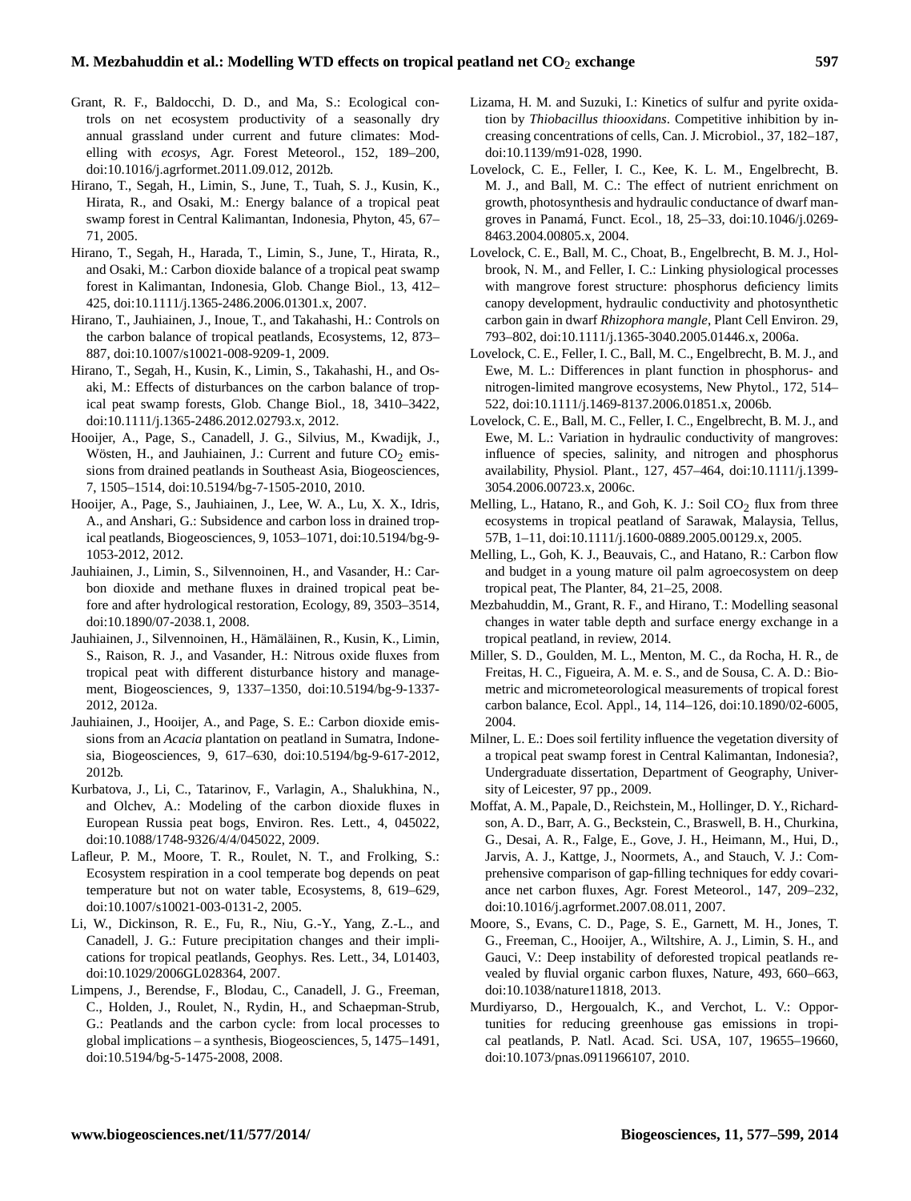Grant, R. F., Baldocchi, D. D., and Ma, S.: Ecological controls on net ecosystem productivity of a seasonally dry annual grassland under current and future climates: Modelling with *ecosys*, Agr. Forest Meteorol., 152, 189–200, doi:10.1016/j.agrformet.2011.09.012, 2012b.

Hirano, T., Segah, H., Limin, S., June, T., Tuah, S. J., Kusin, K., Hirata, R., and Osaki, M.: Energy balance of a tropical peat swamp forest in Central Kalimantan, Indonesia, Phyton, 45, 67–71, 2005.

Hirano, T., Segah, H., Harada, T., Limin, S., June, T., Hirata, R., and Osaki, M.: Carbon dioxide balance of a tropical peat swamp forest in Kalimantan, Indonesia, Glob. Change Biol., 13, 412–425, doi:10.1111/j.1365-2486.2006.01301.x, 2007.

Hirano, T., Jauhiainen, J., Inoue, T., and Takahashi, H.: Controls on the carbon balance of tropical peatlands, Ecosystems, 12, 873–887, doi:10.1007/s10021-008-9209-1, 2009.

Hirano, T., Segah, H., Kusin, K., Limin, S., Takahashi, H., and Osaki, M.: Effects of disturbances on the carbon balance of tropical peat swamp forests, Glob. Change Biol., 18, 3410–3422, doi:10.1111/j.1365-2486.2012.02793.x, 2012.

Hooijer, A., Page, S., Canadell, J. G., Silvius, M., Kwadijk, J., Wösten, H., and Jauhiainen, J.: Current and future $CO_2$ emissions from drained peatlands in Southeast Asia, Biogeosciences, 7, 1505–1514, doi:10.5194/bg-7-1505-2010, 2010.

Hooijer, A., Page, S., Jauhiainen, J., Lee, W. A., Lu, X. X., Idris, A., and Anshari, G.: Subsidence and carbon loss in drained tropical peatlands, Biogeosciences, 9, 1053–1071, doi:10.5194/bg-9-1053-2012, 2012.

Jauhiainen, J., Limin, S., Silvennoinen, H., and Vasander, H.: Carbon dioxide and methane fluxes in drained tropical peat before and after hydrological restoration, Ecology, 89, 3503–3514, doi:10.1890/07-2038.1, 2008.

Jauhiainen, J., Silvennoinen, H., Hämäläinen, R., Kusin, K., Limin, S., Raison, R. J., and Vasander, H.: Nitrous oxide fluxes from tropical peat with different disturbance history and management, Biogeosciences, 9, 1337–1350, doi:10.5194/bg-9-1337-2012, 2012a.

Jauhiainen, J., Hooijer, A., and Page, S. E.: Carbon dioxide emissions from an *Acacia* plantation on peatland in Sumatra, Indonesia, Biogeosciences, 9, 617–630, doi:10.5194/bg-9-617-2012, 2012b.

Kurbatova, J., Li, C., Tatarinov, F., Varlagin, A., Shalukhina, N., and Olchev, A.: Modeling of the carbon dioxide fluxes in European Russia peat bogs, Environ. Res. Lett., 4, 045022, doi:10.1088/1748-9326/4/4/045022, 2009.

Lafleur, P. M., Moore, T. R., Roulet, N. T., and Frolking, S.: Ecosystem respiration in a cool temperate bog depends on peat temperature but not on water table, Ecosystems, 8, 619–629, doi:10.1007/s10021-003-0131-2, 2005.

Li, W., Dickinson, R. E., Fu, R., Niu, G.-Y., Yang, Z.-L., and Canadell, J. G.: Future precipitation changes and their implications for tropical peatlands, Geophys. Res. Lett., 34, L01403, doi:10.1029/2006GL028364, 2007.

Limpens, J., Berendse, F., Blodau, C., Canadell, J. G., Freeman, C., Holden, J., Roulet, N., Rydin, H., and Schaepman-Strub, G.: Peatlands and the carbon cycle: from local processes to global implications – a synthesis, Biogeosciences, 5, 1475–1491, doi:10.5194/bg-5-1475-2008, 2008.

Lizama, H. M. and Suzuki, I.: Kinetics of sulfur and pyrite oxidation by *Thiobacillus thiooxidans*. Competitive inhibition by increasing concentrations of cells, Can. J. Microbiol., 37, 182–187, doi:10.1139/m91-028, 1990.

Lovelock, C. E., Feller, I. C., Kee, K. L. M., Engelbrecht, B. M. J., and Ball, M. C.: The effect of nutrient enrichment on growth, photosynthesis and hydraulic conductance of dwarf mangroves in Panamá, Funct. Ecol., 18, 25–33, doi:10.1046/j.0269-8463.2004.00805.x, 2004.

Lovelock, C. E., Ball, M. C., Choat, B., Engelbrecht, B. M. J., Holbrook, N. M., and Feller, I. C.: Linking physiological processes with mangrove forest structure: phosphorus deficiency limits canopy development, hydraulic conductivity and photosynthetic carbon gain in dwarf *Rhizophora mangle*, Plant Cell Environ. 29, 793–802, doi:10.1111/j.1365-3040.2005.01446.x, 2006a.

Lovelock, C. E., Feller, I. C., Ball, M. C., Engelbrecht, B. M. J., and Ewe, M. L.: Differences in plant function in phosphorus- and nitrogen-limited mangrove ecosystems, New Phytol., 172, 514–522, doi:10.1111/j.1469-8137.2006.01851.x, 2006b.

Lovelock, C. E., Ball, M. C., Feller, I. C., Engelbrecht, B. M. J., and Ewe, M. L.: Variation in hydraulic conductivity of mangroves: influence of species, salinity, and nitrogen and phosphorus availability, Physiol. Plant., 127, 457–464, doi:10.1111/j.1399-3054.2006.00723.x, 2006c.

Melling, L., Hatano, R., and Goh, K. J.: Soil $CO_2$ flux from three ecosystems in tropical peatland of Sarawak, Malaysia, Tellus, 57B, 1–11, doi:10.1111/j.1600-0889.2005.00129.x, 2005.

Melling, L., Goh, K. J., Beauvais, C., and Hatano, R.: Carbon flow and budget in a young mature oil palm agroecosystem on deep tropical peat, The Planter, 84, 21–25, 2008.

Mezbahuddin, M., Grant, R. F., and Hirano, T.: Modelling seasonal changes in water table depth and surface energy exchange in a tropical peatland, in review, 2014.

Miller, S. D., Goulden, M. L., Menton, M. C., da Rocha, H. R., de Freitas, H. C., Figueira, A. M. e. S., and de Sousa, C. A. D.: Biometric and micrometeorological measurements of tropical forest carbon balance, Ecol. Appl., 14, 114–126, doi:10.1890/02-6005, 2004.

Milner, L. E.: Does soil fertility influence the vegetation diversity of a tropical peat swamp forest in Central Kalimantan, Indonesia?, Undergraduate dissertation, Department of Geography, University of Leicester, 97 pp., 2009.

Moffat, A. M., Papale, D., Reichstein, M., Hollinger, D. Y., Richardson, A. D., Barr, A. G., Beckstein, C., Braswell, B. H., Churkina, G., Desai, A. R., Falge, E., Gove, J. H., Heimann, M., Hui, D., Jarvis, A. J., Kattge, J., Noormets, A., and Stauch, V. J.: Comprehensive comparison of gap-filling techniques for eddy covariance net carbon fluxes, Agr. Forest Meteorol., 147, 209–232, doi:10.1016/j.agrformet.2007.08.011, 2007.

Moore, S., Evans, C. D., Page, S. E., Garnett, M. H., Jones, T. G., Freeman, C., Hooijer, A., Wiltshire, A. J., Limin, S. H., and Gauci, V.: Deep instability of deforested tropical peatlands revealed by fluvial organic carbon fluxes, Nature, 493, 660–663, doi:10.1038/nature11818, 2013.

Murdiyarso, D., Hergoualch, K., and Verchot, L. V.: Opportunities for reducing greenhouse gas emissions in tropical peatlands, P. Natl. Acad. Sci. USA, 107, 19655–19660, doi:10.1073/pnas.0911966107, 2010.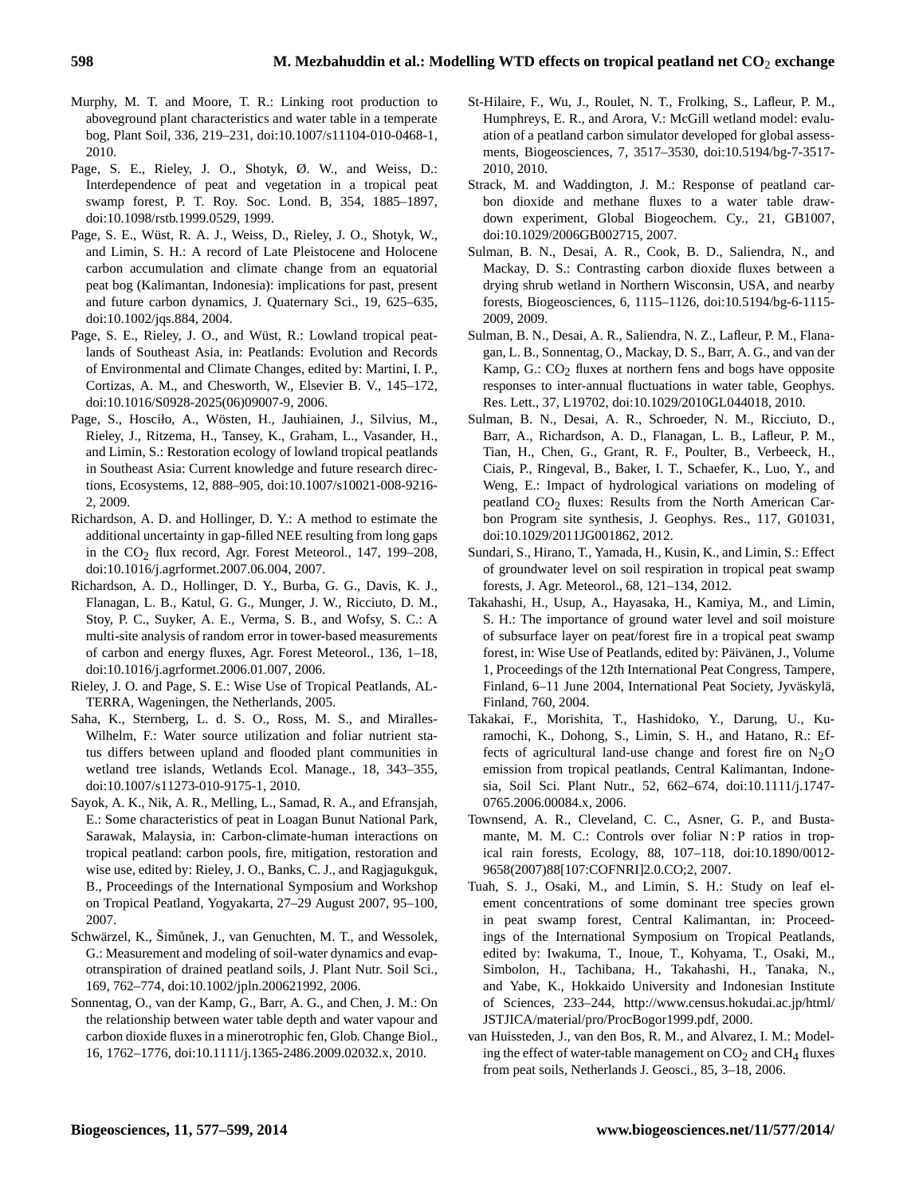Murphy, M. T. and Moore, T. R.: Linking root production to aboveground plant characteristics and water table in a temperate bog, Plant Soil, 336, 219–231, doi:10.1007/s11104-010-0468-1, 2010.

Page, S. E., Rieley, J. O., Shotyk, Ø. W., and Weiss, D.: Interdependence of peat and vegetation in a tropical peat swamp forest, P. T. Roy. Soc. Lond. B, 354, 1885–1897, doi:10.1098/rstb.1999.0529, 1999.

Page, S. E., Wüst, R. A. J., Weiss, D., Rieley, J. O., Shotyk, W., and Limin, S. H.: A record of Late Pleistocene and Holocene carbon accumulation and climate change from an equatorial peat bog (Kalimantan, Indonesia): implications for past, present and future carbon dynamics, J. Quaternary Sci., 19, 625–635, doi:10.1002/jqs.884, 2004.

Page, S. E., Rieley, J. O., and Wüst, R.: Lowland tropical peatlands of Southeast Asia, in: Peatlands: Evolution and Records of Environmental and Climate Changes, edited by: Martini, I. P., Cortizas, A. M., and Chesworth, W., Elsevier B. V., 145–172, doi:10.1016/S0928-2025(06)09007-9, 2006.

Page, S., Hosciło, A., Wösten, H., Jauhiainen, J., Silvius, M., Rieley, J., Ritzema, H., Tansey, K., Graham, L., Vasander, H., and Limin, S.: Restoration ecology of lowland tropical peatlands in Southeast Asia: Current knowledge and future research directions, Ecosystems, 12, 888–905, doi:10.1007/s10021-008-9216-2, 2009.

Richardson, A. D. and Hollinger, D. Y.: A method to estimate the additional uncertainty in gap-filled NEE resulting from long gaps in the $CO_2$ flux record, Agr. Forest Meteorol., 147, 199–208, doi:10.1016/j.agrformet.2007.06.004, 2007.

Richardson, A. D., Hollinger, D. Y., Burba, G. G., Davis, K. J., Flanagan, L. B., Katul, G. G., Munger, J. W., Ricciuto, D. M., Stoy, P. C., Suyker, A. E., Verma, S. B., and Wofsy, S. C.: A multi-site analysis of random error in tower-based measurements of carbon and energy fluxes, Agr. Forest Meteorol., 136, 1–18, doi:10.1016/j.agrformet.2006.01.007, 2006.

Rieley, J. O. and Page, S. E.: Wise Use of Tropical Peatlands, ALTERRA, Wageningen, the Netherlands, 2005.

Saha, K., Sternberg, L. d. S. O., Ross, M. S., and Miralles-Wilhelm, F.: Water source utilization and foliar nutrient status differs between upland and flooded plant communities in wetland tree islands, Wetlands Ecol. Manage., 18, 343–355, doi:10.1007/s11273-010-9175-1, 2010.

Sayok, A. K., Nik, A. R., Melling, L., Samad, R. A., and Efransjah, E.: Some characteristics of peat in Loagan Bunut National Park, Sarawak, Malaysia, in: Carbon-climate-human interactions on tropical peatland: carbon pools, fire, mitigation, restoration and wise use, edited by: Rieley, J. O., Banks, C. J., and Ragjagukguk, B., Proceedings of the International Symposium and Workshop on Tropical Peatland, Yogyakarta, 27–29 August 2007, 95–100, 2007.

Schwärzel, K., Šimůnek, J., van Genuchten, M. T., and Wessolek, G.: Measurement and modeling of soil-water dynamics and evapotranspiration of drained peatland soils, J. Plant Nutr. Soil Sci., 169, 762–774, doi:10.1002/jpln.200621992, 2006.

Sonnentag, O., van der Kamp, G., Barr, A. G., and Chen, J. M.: On the relationship between water table depth and water vapour and carbon dioxide fluxes in a minerotrophic fen, Glob. Change Biol., 16, 1762–1776, doi:10.1111/j.1365-2486.2009.02032.x, 2010.

St-Hilaire, F., Wu, J., Roulet, N. T., Frolking, S., Lafleur, P. M., Humphreys, E. R., and Arora, V.: McGill wetland model: evaluation of a peatland carbon simulator developed for global assessments, Biogeosciences, 7, 3517–3530, doi:10.5194/bg-7-3517-2010, 2010.

Strack, M. and Waddington, J. M.: Response of peatland carbon dioxide and methane fluxes to a water table drawdown experiment, Global Biogeochem. Cy., 21, GB1007, doi:10.1029/2006GB002715, 2007.

Sulman, B. N., Desai, A. R., Cook, B. D., Saliendra, N., and Mackay, D. S.: Contrasting carbon dioxide fluxes between a drying shrub wetland in Northern Wisconsin, USA, and nearby forests, Biogeosciences, 6, 1115–1126, doi:10.5194/bg-6-1115-2009, 2009.

Sulman, B. N., Desai, A. R., Saliendra, N. Z., Lafleur, P. M., Flanagan, L. B., Sonnentag, O., Mackay, D. S., Barr, A. G., and van der Kamp, G.: $CO_2$ fluxes at northern fens and bogs have opposite responses to inter-annual fluctuations in water table, Geophys. Res. Lett., 37, L19702, doi:10.1029/2010GL044018, 2010.

Sulman, B. N., Desai, A. R., Schroeder, N. M., Ricciuto, D., Barr, A., Richardson, A. D., Flanagan, L. B., Lafleur, P. M., Tian, H., Chen, G., Grant, R. F., Poulter, B., Verbeeck, H., Ciais, P., Ringeval, B., Baker, I. T., Schaefer, K., Luo, Y., and Weng, E.: Impact of hydrological variations on modeling of peatland $CO_2$ fluxes: Results from the North American Carbon Program site synthesis, J. Geophys. Res., 117, G01031, doi:10.1029/2011JG001862, 2012.

Sundari, S., Hirano, T., Yamada, H., Kusin, K., and Limin, S.: Effect of groundwater level on soil respiration in tropical peat swamp forests, J. Agr. Meteorol., 68, 121–134, 2012.

Takahashi, H., Usup, A., Hayasaka, H., Kamiya, M., and Limin, S. H.: The importance of ground water level and soil moisture of subsurface layer on peat/forest fire in a tropical peat swamp forest, in: Wise Use of Peatlands, edited by: Päivänen, J., Volume 1, Proceedings of the 12th International Peat Congress, Tampere, Finland, 6–11 June 2004, International Peat Society, Jyväskylä, Finland, 760, 2004.

Takakai, F., Morishita, T., Hashidoko, Y., Darung, U., Kuramochi, K., Dohong, S., Limin, S. H., and Hatano, R.: Effects of agricultural land-use change and forest fire on $N_2O$ emission from tropical peatlands, Central Kalimantan, Indonesia, Soil Sci. Plant Nutr., 52, 662–674, doi:10.1111/j.1747-0765.2006.00084.x, 2006.

Townsend, A. R., Cleveland, C. C., Asner, G. P., and Bustamante, M. M. C.: Controls over foliar N : P ratios in tropical rain forests, Ecology, 88, 107–118, doi:10.1890/0012-9658(2007)88[107:COFNRI]2.0.CO;2, 2007.

Tuah, S. J., Osaki, M., and Limin, S. H.: Study on leaf element concentrations of some dominant tree species grown in peat swamp forest, Central Kalimantan, in: Proceedings of the International Symposium on Tropical Peatlands, edited by: Iwakuma, T., Inoue, T., Kohyama, T., Osaki, M., Simbolon, H., Tachibana, H., Takahashi, H., Tanaka, N., and Yabe, K., Hokkaido University and Indonesian Institute of Sciences, 233–244, http://www.census.hokudai.ac.jp/html/JSTJICA/material/pro/ProcBogor1999.pdf, 2000.

van Huissteden, J., van den Bos, R. M., and Alvarez, I. M.: Modeling the effect of water-table management on $CO_2$ and $CH_4$ fluxes from peat soils, Netherlands J. Geosci., 85, 3–18, 2006.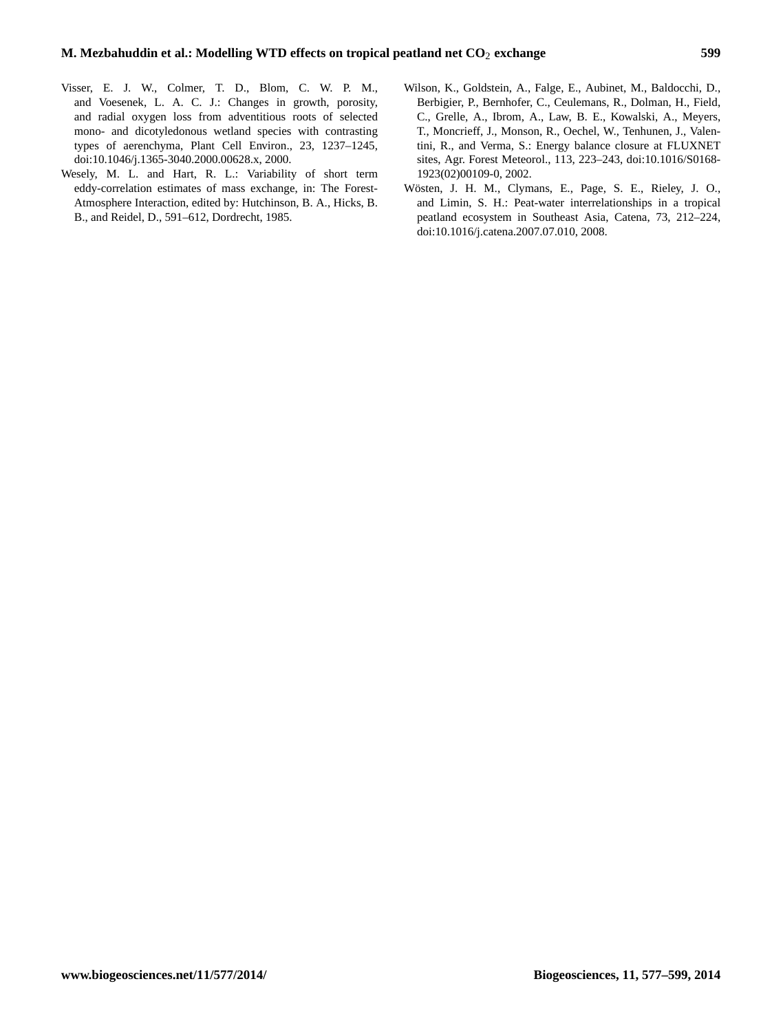Visser, E. J. W., Colmer, T. D., Blom, C. W. P. M., and Voesenek, L. A. C. J.: Changes in growth, porosity, and radial oxygen loss from adventitious roots of selected mono- and dicotyledonous wetland species with contrasting types of aerenchyma, Plant Cell Environ., 23, 1237–1245, doi:10.1046/j.1365-3040.2000.00628.x, 2000.

Wesely, M. L. and Hart, R. L.: Variability of short term eddy-correlation estimates of mass exchange, in: The Forest-Atmosphere Interaction, edited by: Hutchinson, B. A., Hicks, B. B., and Reidel, D., 591–612, Dordrecht, 1985.

Wilson, K., Goldstein, A., Falge, E., Aubinet, M., Baldocchi, D., Berbigier, P., Bernhofer, C., Ceulemans, R., Dolman, H., Field, C., Grelle, A., Ibrom, A., Law, B. E., Kowalski, A., Meyers, T., Moncrieff, J., Monson, R., Oechel, W., Tenhunen, J., Valentini, R., and Verma, S.: Energy balance closure at FLUXNET sites, Agr. Forest Meteorol., 113, 223–243, doi:10.1016/S0168-1923(02)00109-0, 2002.

Wösten, J. H. M., Clymans, E., Page, S. E., Rieley, J. O., and Limin, S. H.: Peat-water interrelationships in a tropical peatland ecosystem in Southeast Asia, Catena, 73, 212–224, doi:10.1016/j.catena.2007.07.010, 2008.